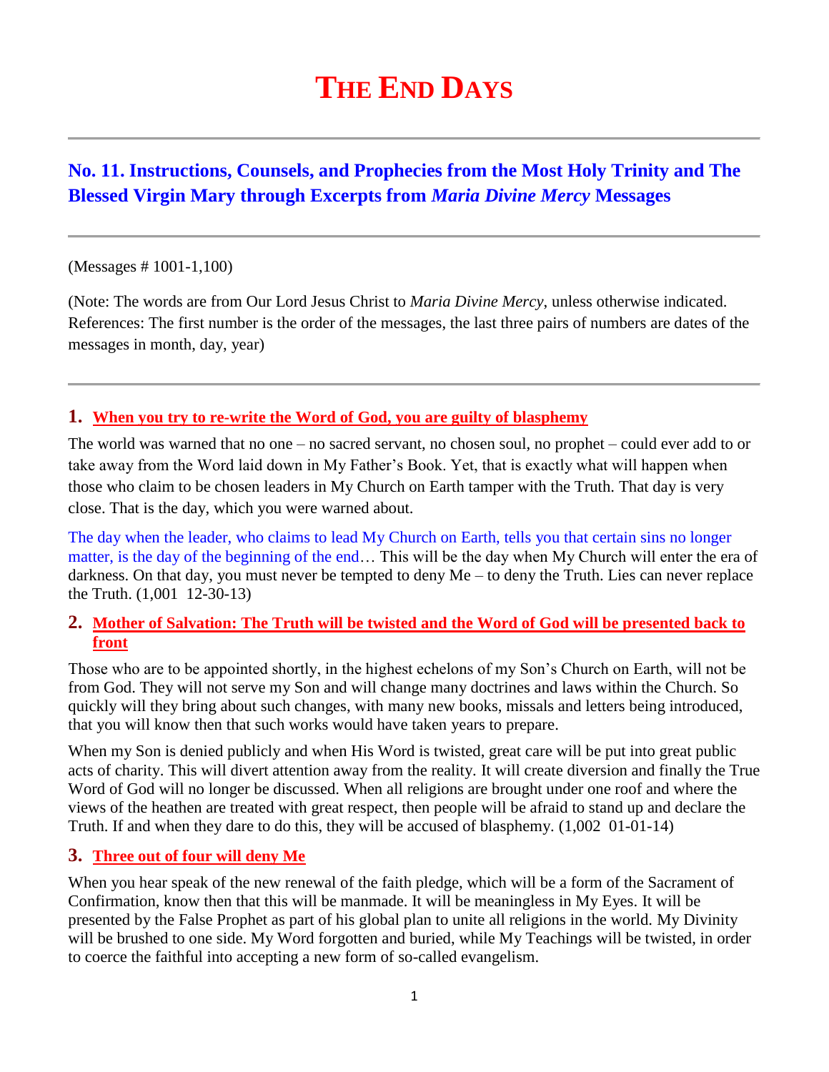# THE END DAYS

## No. 11. Instructions, Counsels, and Prophecies from the Most Holy Trinity and The Blessed Virgin Mary through Excerpts from *Maria Divine Mercy* Messages

(Messages # 1001-1,100)

(Note: The words are from Our Lord Jesus Christ to *Maria Divine Mercy*, unless otherwise indicated. References: The first number is the order of the messages, the last three pairs of numbers are dates of the messages in month, day, year)

### 1. When you try to re-write the Word of God, you are guilty of blasphemy

The world was warned that no one – no sacred servant, no chosen soul, no prophet – could ever add to or take away from the Word laid down in My Father's Book. Yet, that is exactly what will happen when those who claim to be chosen leaders in My Church on Earth tamper with the Truth. That day is very close. That is the day, which you were warned about.

The day when the leader, who claims to lead My Church on Earth, tells you that certain sins no longer matter, is the day of the beginning of the end… This will be the day when My Church will enter the era of darkness. On that day, you must never be tempted to deny Me – to deny the Truth. Lies can never replace the Truth. (1,001 12-30-13)

### 2. Mother of Salvation: The Truth will be twisted and the Word of God will be presented back to front

Those who are to be appointed shortly, in the highest echelons of my Son's Church on Earth, will not be from God. They will not serve my Son and will change many doctrines and laws within the Church. So quickly will they bring about such changes, with many new books, missals and letters being introduced, that you will know then that such works would have taken years to prepare.

When my Son is denied publicly and when His Word is twisted, great care will be put into great public acts of charity. This will divert attention away from the reality. It will create diversion and finally the True Word of God will no longer be discussed. When all religions are brought under one roof and where the views of the heathen are treated with great respect, then people will be afraid to stand up and declare the Truth. If and when they dare to do this, they will be accused of blasphemy. (1,002 01-01-14)

### 3. Three out of four will deny Me

When you hear speak of the new renewal of the faith pledge, which will be a form of the Sacrament of Confirmation, know then that this will be manmade. It will be meaningless in My Eyes. It will be presented by the False Prophet as part of his global plan to unite all religions in the world. My Divinity will be brushed to one side. My Word forgotten and buried, while My Teachings will be twisted, in order to coerce the faithful into accepting a new form of so-called evangelism.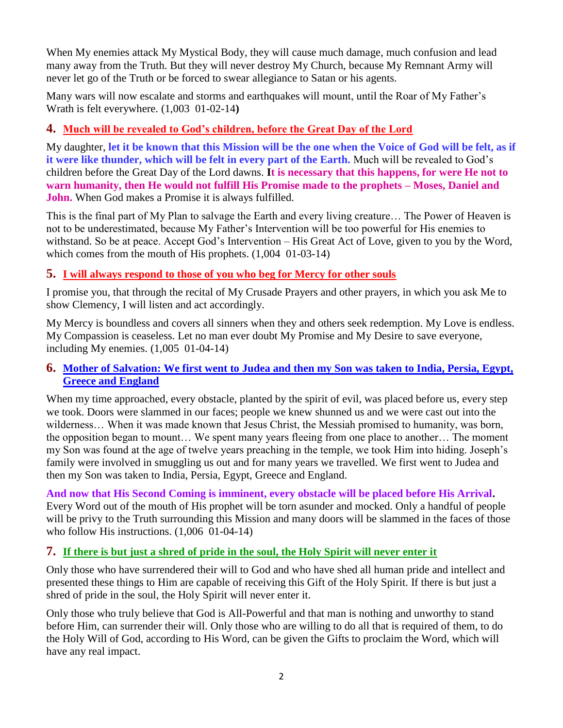When My enemies attack My Mystical Body, they will cause much damage, much confusion and lead many away from the Truth. But they will never destroy My Church, because My Remnant Army will never let go of the Truth or be forced to swear allegiance to Satan or his agents.

Many wars will now escalate and storms and earthquakes will mount, until the Roar of My Father's Wrath is felt everywhere. (1,003 01-02-14**)**

## 4. Much will be revealed to God's children, before the Great Day of the Lord

My daughter, **let it be known that this Mission will be the one when the Voice of God will be felt, as if it were like thunder, which will be felt in every part of the Earth.** Much will be revealed to God's children before the Great Day of the Lord dawns. **It is necessary that this happens, for were He not to warn humanity, then He would not fulfill His Promise made to the prophets – Moses, Daniel and John.** When God makes a Promise it is always fulfilled.

This is the final part of My Plan to salvage the Earth and every living creature… The Power of Heaven is not to be underestimated, because My Father's Intervention will be too powerful for His enemies to withstand. So be at peace. Accept God's Intervention – His Great Act of Love, given to you by the Word, which comes from the mouth of His prophets. (1,004 01-03-14)

## 5. I will always respond to those of you who beg for Mercy for other souls

I promise you, that through the recital of My Crusade Prayers and other prayers, in which you ask Me to show Clemency, I will listen and act accordingly.

My Mercy is boundless and covers all sinners when they and others seek redemption. My Love is endless. My Compassion is ceaseless. Let no man ever doubt My Promise and My Desire to save everyone, including My enemies. (1,005 01-04-14)

## 6. Mother of Salvation: We first went to Judea and then my Son was taken to India, Persia, Egypt, Greece and England

When my time approached, every obstacle, planted by the spirit of evil, was placed before us, every step we took. Doors were slammed in our faces; people we knew shunned us and we were cast out into the wilderness… When it was made known that Jesus Christ, the Messiah promised to humanity, was born, the opposition began to mount… We spent many years fleeing from one place to another… The moment my Son was found at the age of twelve years preaching in the temple, we took Him into hiding. Joseph's family were involved in smuggling us out and for many years we travelled. We first went to Judea and then my Son was taken to India, Persia, Egypt, Greece and England.

**And now that His Second Coming is imminent, every obstacle will be placed before His Arrival.** Every Word out of the mouth of His prophet will be torn asunder and mocked. Only a handful of people will be privy to the Truth surrounding this Mission and many doors will be slammed in the faces of those who follow His instructions. (1,006 01-04-14)

## 7. If there is but just a shred of pride in the soul, the Holy Spirit will never enter it

Only those who have surrendered their will to God and who have shed all human pride and intellect and presented these things to Him are capable of receiving this Gift of the Holy Spirit. If there is but just a shred of pride in the soul, the Holy Spirit will never enter it.

Only those who truly believe that God is All-Powerful and that man is nothing and unworthy to stand before Him, can surrender their will. Only those who are willing to do all that is required of them, to do the Holy Will of God, according to His Word, can be given the Gifts to proclaim the Word, which will have any real impact.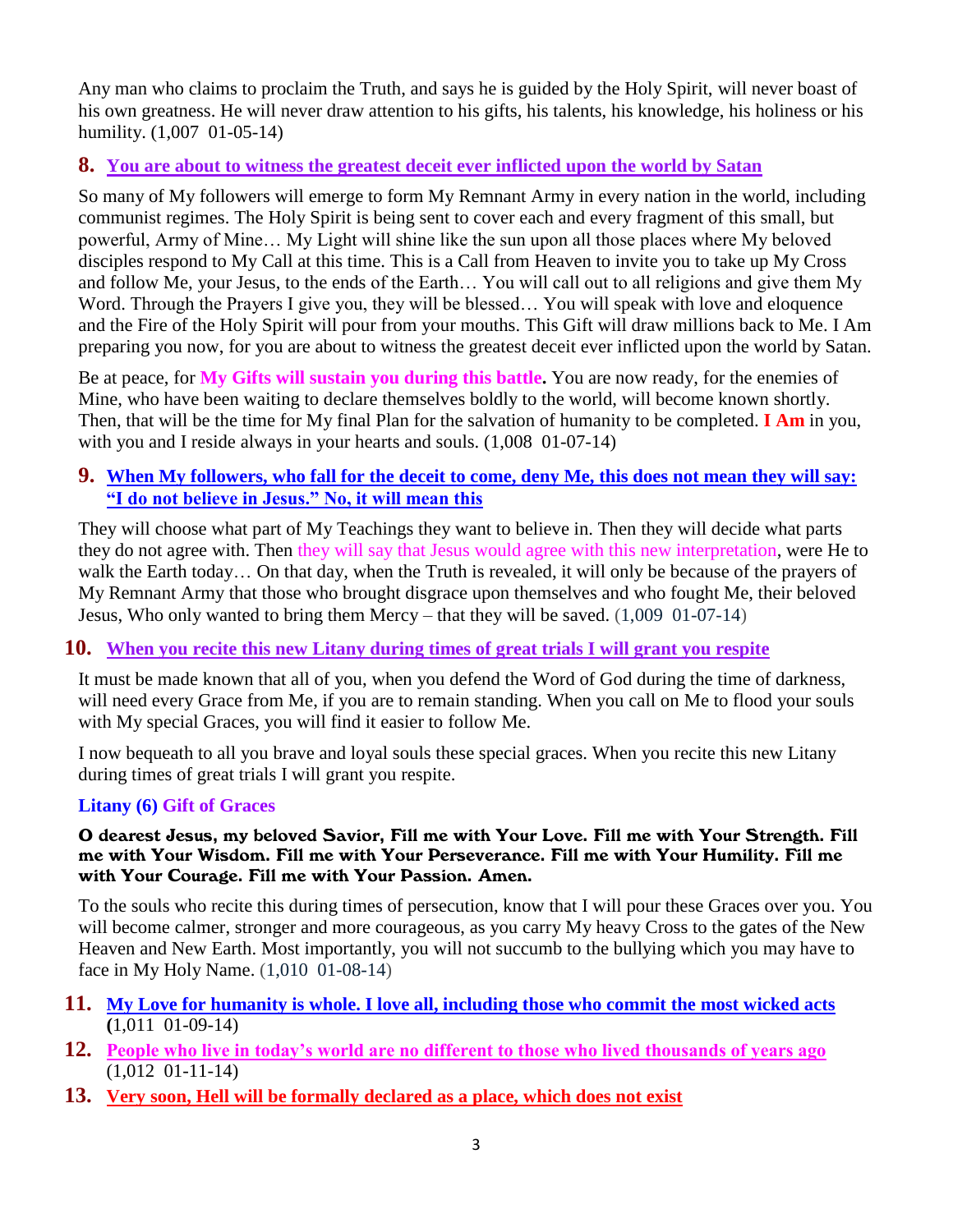Any man who claims to proclaim the Truth, and says he is guided by the Holy Spirit, will never boast of his own greatness. He will never draw attention to his gifts, his talents, his knowledge, his holiness or his humility. (1,007 01-05-14)

## 8. You are about to witness the greatest deceit ever inflicted upon the world by Satan

So many of My followers will emerge to form My Remnant Army in every nation in the world, including communist regimes. The Holy Spirit is being sent to cover each and every fragment of this small, but powerful, Army of Mine… My Light will shine like the sun upon all those places where My beloved disciples respond to My Call at this time. This is a Call from Heaven to invite you to take up My Cross and follow Me, your Jesus, to the ends of the Earth… You will call out to all religions and give them My Word. Through the Prayers I give you, they will be blessed… You will speak with love and eloquence and the Fire of the Holy Spirit will pour from your mouths. This Gift will draw millions back to Me. I Am preparing you now, for you are about to witness the greatest deceit ever inflicted upon the world by Satan.

Be at peace, for **My Gifts will sustain you during this battle.** You are now ready, for the enemies of Mine, who have been waiting to declare themselves boldly to the world, will become known shortly. Then, that will be the time for My final Plan for the salvation of humanity to be completed. **I Am** in you, with you and I reside always in your hearts and souls. (1,008 01-07-14)

## 9. When My followers, who fall for the deceit to come, deny Me, this does not mean they will say: "I do not believe in Jesus." No, it will mean this

They will choose what part of My Teachings they want to believe in. Then they will decide what parts they do not agree with. Then they will say that Jesus would agree with this new interpretation, were He to walk the Earth today… On that day, when the Truth is revealed, it will only be because of the prayers of My Remnant Army that those who brought disgrace upon themselves and who fought Me, their beloved Jesus, Who only wanted to bring them Mercy – that they will be saved. (1,009 01-07-14)

## 10. When you recite this new Litany during times of great trials I will grant you respite

It must be made known that all of you, when you defend the Word of God during the time of darkness, will need every Grace from Me, if you are to remain standing. When you call on Me to flood your souls with My special Graces, you will find it easier to follow Me.

I now bequeath to all you brave and loyal souls these special graces. When you recite this new Litany during times of great trials I will grant you respite.

**Litany (6) Gift of Graces**

**O dearest Jesus, my beloved Savior, Fill me with Your Love. Fill me with Your Strength. Fill me with Your Wisdom. Fill me with Your Perseverance. Fill me with Your Humility. Fill me with Your Courage. Fill me with Your Passion. Amen.**

To the souls who recite this during times of persecution, know that I will pour these Graces over you. You will become calmer, stronger and more courageous, as you carry My heavy Cross to the gates of the New Heaven and New Earth. Most importantly, you will not succumb to the bullying which you may have to face in My Holy Name. (1,010 01-08-14)

## 11. My Love for humanity is whole. I love all, including those who commit the most wicked acts

(1,011 01-09-14)

## 12. People who live in today's world are no different to those who lived thousands of years ago

(1,012 01-11-14)

## 13. Very soon, Hell will be formally declared as a place, which does not exist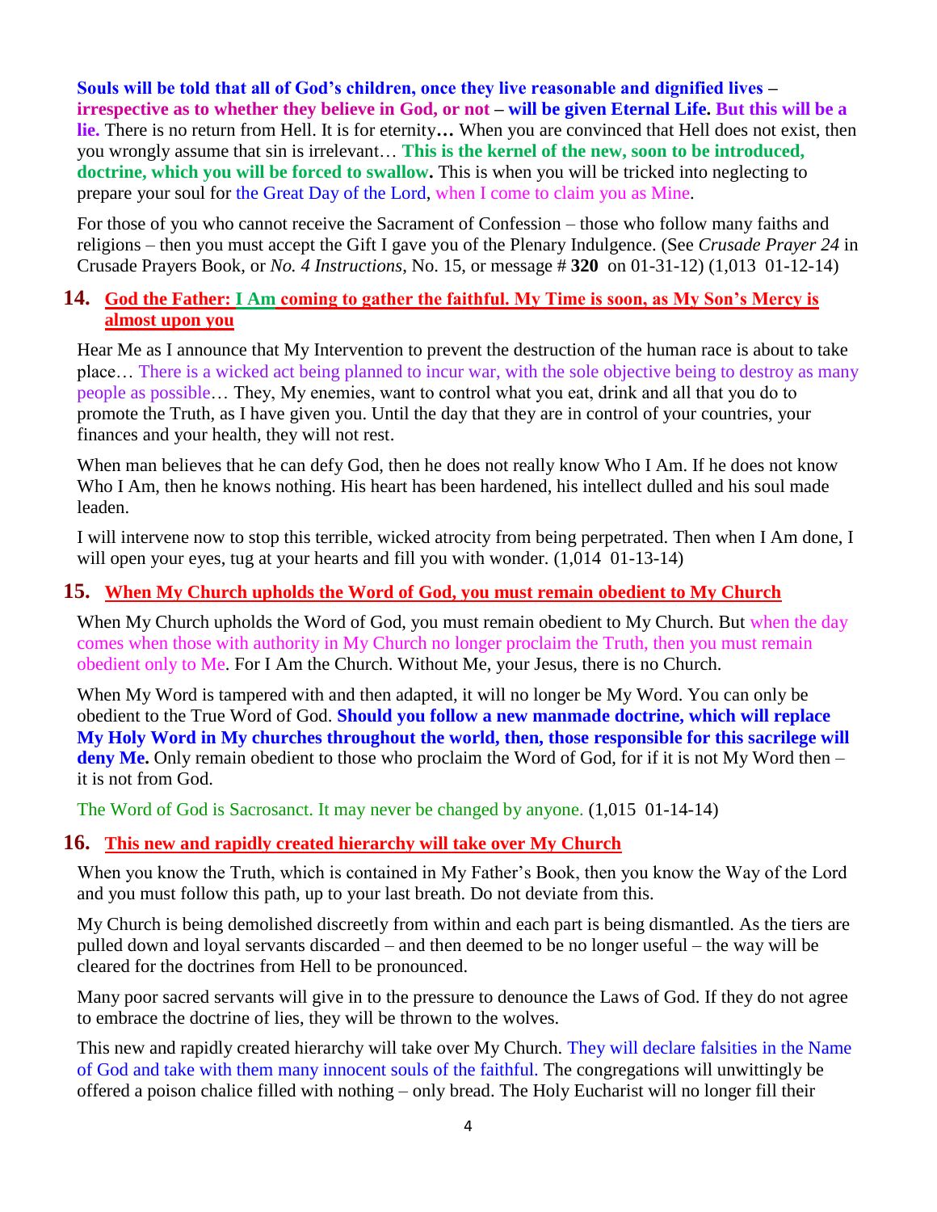**Souls will be told that all of God's children, once they live reasonable and dignified lives – irrespective as to whether they believe in God, or not – will be given Eternal Life. But this will be a lie.** There is no return from Hell. It is for eternity**…** When you are convinced that Hell does not exist, then you wrongly assume that sin is irrelevant… **This is the kernel of the new, soon to be introduced, doctrine, which you will be forced to swallow.** This is when you will be tricked into neglecting to prepare your soul for the Great Day of the Lord, when I come to claim you as Mine.

For those of you who cannot receive the Sacrament of Confession – those who follow many faiths and religions – then you must accept the Gift I gave you of the Plenary Indulgence. (See *Crusade Prayer 24* in Crusade Prayers Book, or *No. 4 Instructions*, No. 15, or message # **320** on 01-31-12) (1,013 01-12-14)

## 14. God the Father: I Am coming to gather the faithful. My Time is soon, as My Son's Mercy is almost upon you

Hear Me as I announce that My Intervention to prevent the destruction of the human race is about to take place… There is a wicked act being planned to incur war, with the sole objective being to destroy as many people as possible… They, My enemies, want to control what you eat, drink and all that you do to promote the Truth, as I have given you. Until the day that they are in control of your countries, your finances and your health, they will not rest.

When man believes that he can defy God, then he does not really know Who I Am. If he does not know Who I Am, then he knows nothing. His heart has been hardened, his intellect dulled and his soul made leaden.

I will intervene now to stop this terrible, wicked atrocity from being perpetrated. Then when I Am done, I will open your eyes, tug at your hearts and fill you with wonder. (1,014 01-13-14)

## 15. When My Church upholds the Word of God, you must remain obedient to My Church

When My Church upholds the Word of God, you must remain obedient to My Church. But when the day comes when those with authority in My Church no longer proclaim the Truth, then you must remain obedient only to Me. For I Am the Church. Without Me, your Jesus, there is no Church.

When My Word is tampered with and then adapted, it will no longer be My Word. You can only be obedient to the True Word of God. **Should you follow a new manmade doctrine, which will replace My Holy Word in My churches throughout the world, then, those responsible for this sacrilege will deny Me.** Only remain obedient to those who proclaim the Word of God, for if it is not My Word then – it is not from God.

The Word of God is Sacrosanct. It may never be changed by anyone. (1,015 01-14-14)

## 16. This new and rapidly created hierarchy will take over My Church

When you know the Truth, which is contained in My Father's Book, then you know the Way of the Lord and you must follow this path, up to your last breath. Do not deviate from this.

My Church is being demolished discreetly from within and each part is being dismantled. As the tiers are pulled down and loyal servants discarded – and then deemed to be no longer useful – the way will be cleared for the doctrines from Hell to be pronounced.

Many poor sacred servants will give in to the pressure to denounce the Laws of God. If they do not agree to embrace the doctrine of lies, they will be thrown to the wolves.

This new and rapidly created hierarchy will take over My Church. They will declare falsities in the Name of God and take with them many innocent souls of the faithful. The congregations will unwittingly be offered a poison chalice filled with nothing – only bread. The Holy Eucharist will no longer fill their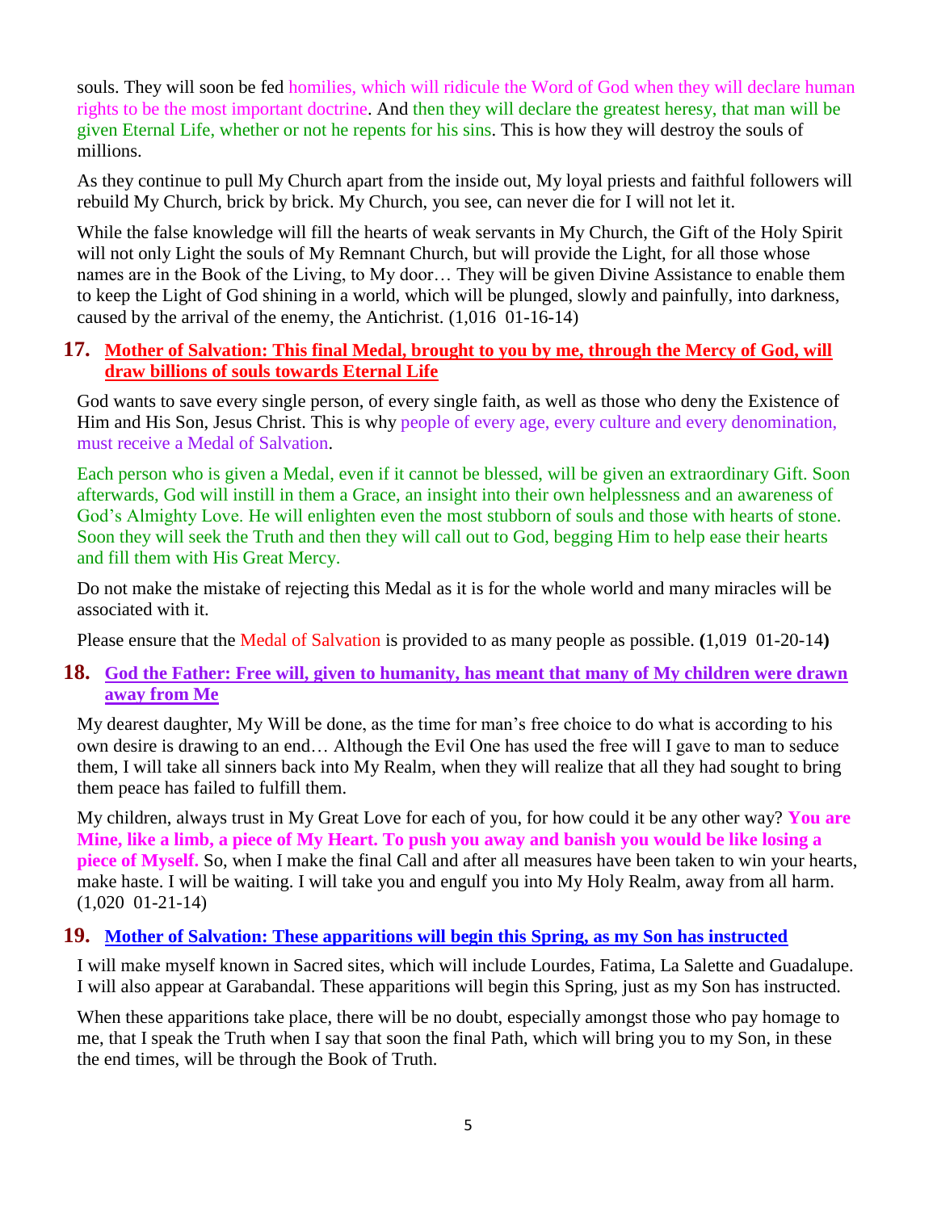souls. They will soon be fed homilies, which will ridicule the Word of God when they will declare human rights to be the most important doctrine. And then they will declare the greatest heresy, that man will be given Eternal Life, whether or not he repents for his sins. This is how they will destroy the souls of millions.

As they continue to pull My Church apart from the inside out, My loyal priests and faithful followers will rebuild My Church, brick by brick. My Church, you see, can never die for I will not let it.

While the false knowledge will fill the hearts of weak servants in My Church, the Gift of the Holy Spirit will not only Light the souls of My Remnant Church, but will provide the Light, for all those whose names are in the Book of the Living, to My door… They will be given Divine Assistance to enable them to keep the Light of God shining in a world, which will be plunged, slowly and painfully, into darkness, caused by the arrival of the enemy, the Antichrist. (1,016 01-16-14)

## 17. Mother of Salvation: This final Medal, brought to you by me, through the Mercy of God, will draw billions of souls towards Eternal Life

God wants to save every single person, of every single faith, as well as those who deny the Existence of Him and His Son, Jesus Christ. This is why people of every age, every culture and every denomination, must receive a Medal of Salvation.

Each person who is given a Medal, even if it cannot be blessed, will be given an extraordinary Gift. Soon afterwards, God will instill in them a Grace, an insight into their own helplessness and an awareness of God's Almighty Love. He will enlighten even the most stubborn of souls and those with hearts of stone. Soon they will seek the Truth and then they will call out to God, begging Him to help ease their hearts and fill them with His Great Mercy.

Do not make the mistake of rejecting this Medal as it is for the whole world and many miracles will be associated with it.

Please ensure that the Medal of Salvation is provided to as many people as possible. **(**1,019 01-20-14**)**

## 18. God the Father: Free will, given to humanity, has meant that many of My children were drawn away from Me

My dearest daughter, My Will be done, as the time for man's free choice to do what is according to his own desire is drawing to an end… Although the Evil One has used the free will I gave to man to seduce them, I will take all sinners back into My Realm, when they will realize that all they had sought to bring them peace has failed to fulfill them.

My children, always trust in My Great Love for each of you, for how could it be any other way? **You are Mine, like a limb, a piece of My Heart. To push you away and banish you would be like losing a piece of Myself.** So, when I make the final Call and after all measures have been taken to win your hearts, make haste. I will be waiting. I will take you and engulf you into My Holy Realm, away from all harm. (1,020 01-21-14)

## 19. Mother of Salvation: These apparitions will begin this Spring, as my Son has instructed

I will make myself known in Sacred sites, which will include Lourdes, Fatima, La Salette and Guadalupe. I will also appear at Garabandal. These apparitions will begin this Spring, just as my Son has instructed.

When these apparitions take place, there will be no doubt, especially amongst those who pay homage to me, that I speak the Truth when I say that soon the final Path, which will bring you to my Son, in these the end times, will be through the Book of Truth.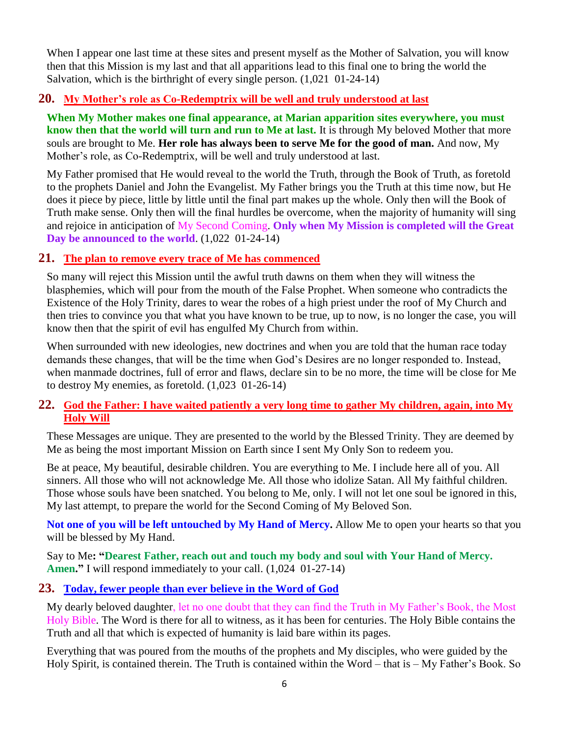When I appear one last time at these sites and present myself as the Mother of Salvation, you will know then that this Mission is my last and that all apparitions lead to this final one to bring the world the Salvation, which is the birthright of every single person. (1,021 01-24-14)

## 20. My Mother's role as Co-Redemptrix will be well and truly understood at last

**When My Mother makes one final appearance, at Marian apparition sites everywhere, you must know then that the world will turn and run to Me at last.** It is through My beloved Mother that more souls are brought to Me. **Her role has always been to serve Me for the good of man.** And now, My Mother's role, as Co-Redemptrix, will be well and truly understood at last.

My Father promised that He would reveal to the world the Truth, through the Book of Truth, as foretold to the prophets Daniel and John the Evangelist. My Father brings you the Truth at this time now, but He does it piece by piece, little by little until the final part makes up the whole. Only then will the Book of Truth make sense. Only then will the final hurdles be overcome, when the majority of humanity will sing and rejoice in anticipation of My Second Coming. **Only when My Mission is completed will the Great Day be announced to the world**. (1,022 01-24-14)

## 21. The plan to remove every trace of Me has commenced

So many will reject this Mission until the awful truth dawns on them when they will witness the blasphemies, which will pour from the mouth of the False Prophet. When someone who contradicts the Existence of the Holy Trinity, dares to wear the robes of a high priest under the roof of My Church and then tries to convince you that what you have known to be true, up to now, is no longer the case, you will know then that the spirit of evil has engulfed My Church from within.

When surrounded with new ideologies, new doctrines and when you are told that the human race today demands these changes, that will be the time when God's Desires are no longer responded to. Instead, when manmade doctrines, full of error and flaws, declare sin to be no more, the time will be close for Me to destroy My enemies, as foretold. (1,023 01-26-14)

## 22. God the Father: I have waited patiently a very long time to gather My children, again, into My Holy Will

These Messages are unique. They are presented to the world by the Blessed Trinity. They are deemed by Me as being the most important Mission on Earth since I sent My Only Son to redeem you.

Be at peace, My beautiful, desirable children. You are everything to Me. I include here all of you. All sinners. All those who will not acknowledge Me. All those who idolize Satan. All My faithful children. Those whose souls have been snatched. You belong to Me, only. I will not let one soul be ignored in this, My last attempt, to prepare the world for the Second Coming of My Beloved Son.

**Not one of you will be left untouched by My Hand of Mercy.** Allow Me to open your hearts so that you will be blessed by My Hand.

Say to Me**: "Dearest Father, reach out and touch my body and soul with Your Hand of Mercy. Amen."** I will respond immediately to your call. (1,024 01-27-14)

## 23. Today, fewer people than ever believe in the Word of God

My dearly beloved daughter, let no one doubt that they can find the Truth in My Father's Book, the Most Holy Bible. The Word is there for all to witness, as it has been for centuries. The Holy Bible contains the Truth and all that which is expected of humanity is laid bare within its pages.

Everything that was poured from the mouths of the prophets and My disciples, who were guided by the Holy Spirit, is contained therein. The Truth is contained within the Word – that is – My Father's Book. So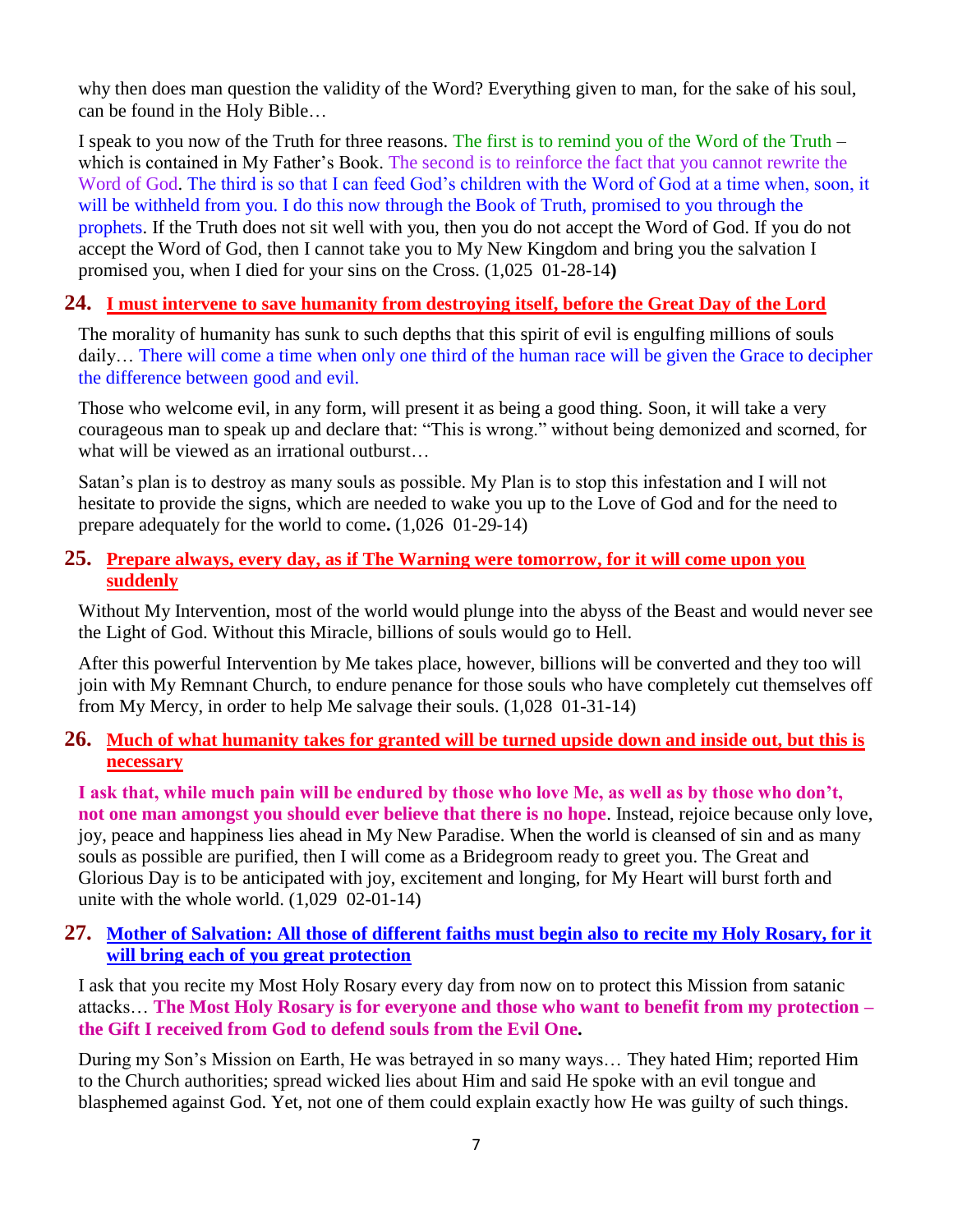why then does man question the validity of the Word? Everything given to man, for the sake of his soul, can be found in the Holy Bible…

I speak to you now of the Truth for three reasons. The first is to remind you of the Word of the Truth – which is contained in My Father's Book. The second is to reinforce the fact that you cannot rewrite the Word of God. The third is so that I can feed God's children with the Word of God at a time when, soon, it will be withheld from you. I do this now through the Book of Truth, promised to you through the prophets. If the Truth does not sit well with you, then you do not accept the Word of God. If you do not accept the Word of God, then I cannot take you to My New Kingdom and bring you the salvation I promised you, when I died for your sins on the Cross. (1,025 01-28-14**)**

## 24. I must intervene to save humanity from destroying itself, before the Great Day of the Lord

The morality of humanity has sunk to such depths that this spirit of evil is engulfing millions of souls daily… There will come a time when only one third of the human race will be given the Grace to decipher the difference between good and evil.

Those who welcome evil, in any form, will present it as being a good thing. Soon, it will take a very courageous man to speak up and declare that: "This is wrong." without being demonized and scorned, for what will be viewed as an irrational outburst…

Satan's plan is to destroy as many souls as possible. My Plan is to stop this infestation and I will not hesitate to provide the signs, which are needed to wake you up to the Love of God and for the need to prepare adequately for the world to come**.** (1,026 01-29-14)

## 25. Prepare always, every day, as if The Warning were tomorrow, for it will come upon you suddenly

Without My Intervention, most of the world would plunge into the abyss of the Beast and would never see the Light of God. Without this Miracle, billions of souls would go to Hell.

After this powerful Intervention by Me takes place, however, billions will be converted and they too will join with My Remnant Church, to endure penance for those souls who have completely cut themselves off from My Mercy, in order to help Me salvage their souls. (1,028 01-31-14)

## 26. Much of what humanity takes for granted will be turned upside down and inside out, but this is necessary

**I ask that, while much pain will be endured by those who love Me, as well as by those who don't, not one man amongst you should ever believe that there is no hope**. Instead, rejoice because only love, joy, peace and happiness lies ahead in My New Paradise. When the world is cleansed of sin and as many souls as possible are purified, then I will come as a Bridegroom ready to greet you. The Great and Glorious Day is to be anticipated with joy, excitement and longing, for My Heart will burst forth and unite with the whole world. (1,029 02-01-14)

## 27. Mother of Salvation: All those of different faiths must begin also to recite my Holy Rosary, for it will bring each of you great protection

I ask that you recite my Most Holy Rosary every day from now on to protect this Mission from satanic attacks… **The Most Holy Rosary is for everyone and those who want to benefit from my protection – the Gift I received from God to defend souls from the Evil One.**

During my Son's Mission on Earth, He was betrayed in so many ways… They hated Him; reported Him to the Church authorities; spread wicked lies about Him and said He spoke with an evil tongue and blasphemed against God. Yet, not one of them could explain exactly how He was guilty of such things.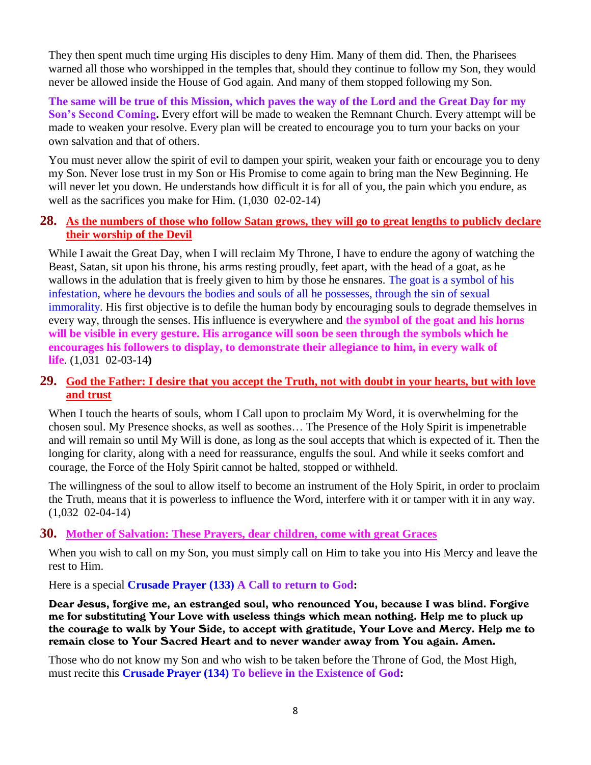They then spent much time urging His disciples to deny Him. Many of them did. Then, the Pharisees warned all those who worshipped in the temples that, should they continue to follow my Son, they would never be allowed inside the House of God again. And many of them stopped following my Son.

**The same will be true of this Mission, which paves the way of the Lord and the Great Day for my Son's Second Coming.** Every effort will be made to weaken the Remnant Church. Every attempt will be made to weaken your resolve. Every plan will be created to encourage you to turn your backs on your own salvation and that of others.

You must never allow the spirit of evil to dampen your spirit, weaken your faith or encourage you to deny my Son. Never lose trust in my Son or His Promise to come again to bring man the New Beginning. He will never let you down. He understands how difficult it is for all of you, the pain which you endure, as well as the sacrifices you make for Him. (1,030 02-02-14)

## 28. As the numbers of those who follow Satan grows, they will go to great lengths to publicly declare their worship of the Devil

While I await the Great Day, when I will reclaim My Throne, I have to endure the agony of watching the Beast, Satan, sit upon his throne, his arms resting proudly, feet apart, with the head of a goat, as he wallows in the adulation that is freely given to him by those he ensnares. The goat is a symbol of his infestation, where he devours the bodies and souls of all he possesses, through the sin of sexual immorality. His first objective is to defile the human body by encouraging souls to degrade themselves in every way, through the senses. His influence is everywhere and **the symbol of the goat and his horns will be visible in every gesture. His arrogance will soon be seen through the symbols which he encourages his followers to display, to demonstrate their allegiance to him, in every walk of life**. (1,031 02-03-14**)**

## 29. God the Father: I desire that you accept the Truth, not with doubt in your hearts, but with love and trust

When I touch the hearts of souls, whom I Call upon to proclaim My Word, it is overwhelming for the chosen soul. My Presence shocks, as well as soothes… The Presence of the Holy Spirit is impenetrable and will remain so until My Will is done, as long as the soul accepts that which is expected of it. Then the longing for clarity, along with a need for reassurance, engulfs the soul. And while it seeks comfort and courage, the Force of the Holy Spirit cannot be halted, stopped or withheld.

The willingness of the soul to allow itself to become an instrument of the Holy Spirit, in order to proclaim the Truth, means that it is powerless to influence the Word, interfere with it or tamper with it in any way. (1,032 02-04-14)

## 30. Mother of Salvation: These Prayers, dear children, come with great Graces

When you wish to call on my Son, you must simply call on Him to take you into His Mercy and leave the rest to Him.

Here is a special **Crusade Prayer (133) A Call to return to God:**

**Dear Jesus, forgive me, an estranged soul, who renounced You, because I was blind. Forgive me for substituting Your Love with useless things which mean nothing. Help me to pluck up the courage to walk by Your Side, to accept with gratitude, Your Love and Mercy. Help me to remain close to Your Sacred Heart and to never wander away from You again. Amen.**

Those who do not know my Son and who wish to be taken before the Throne of God, the Most High, must recite this **Crusade Prayer (134) To believe in the Existence of God:**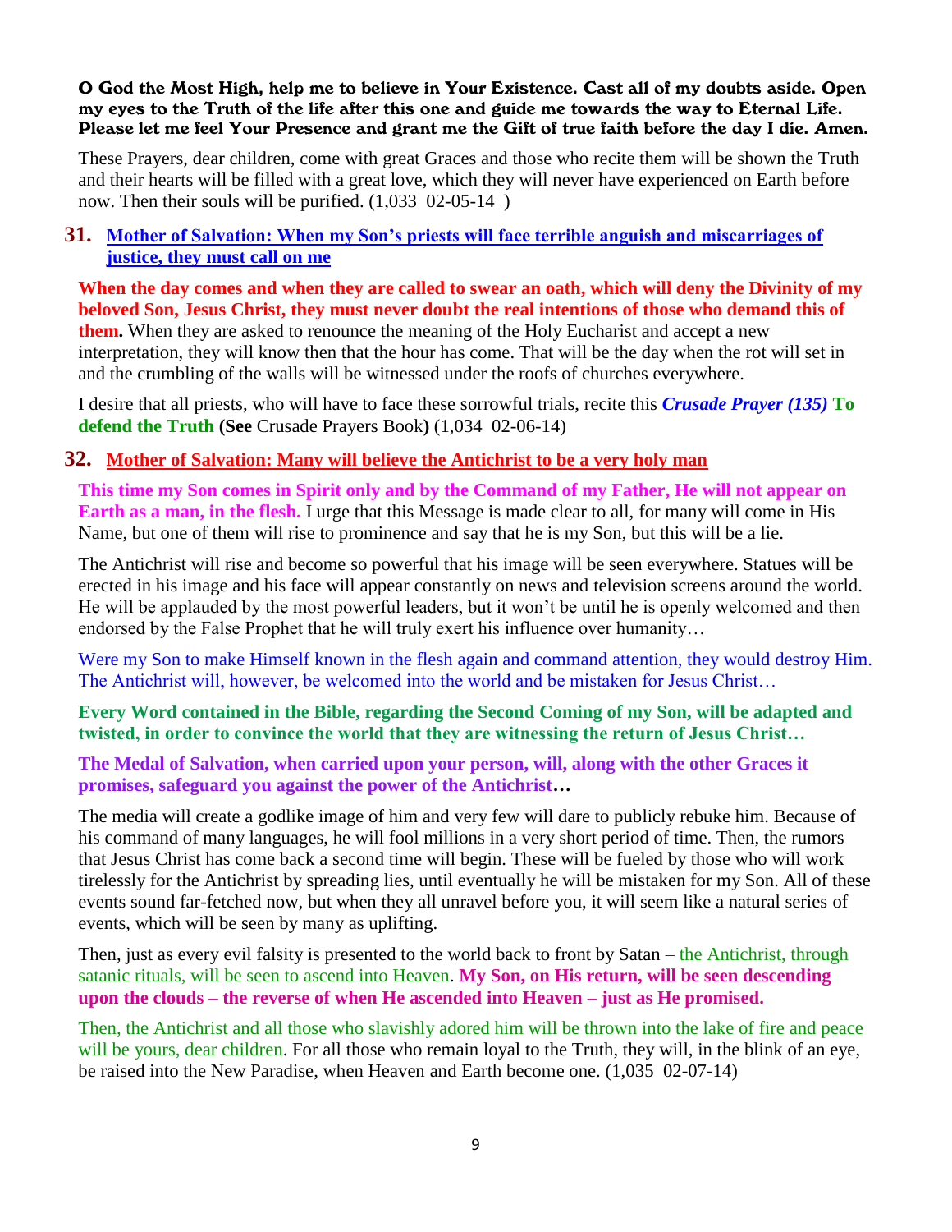**O God the Most High, help me to believe in Your Existence. Cast all of my doubts aside. Open my eyes to the Truth of the life after this one and guide me towards the way to Eternal Life. Please let me feel Your Presence and grant me the Gift of true faith before the day I die. Amen.**

These Prayers, dear children, come with great Graces and those who recite them will be shown the Truth and their hearts will be filled with a great love, which they will never have experienced on Earth before now. Then their souls will be purified. (1,033 02-05-14 )

## 31. Mother of Salvation: When my Son's priests will face terrible anguish and miscarriages of justice, they must call on me

**When the day comes and when they are called to swear an oath, which will deny the Divinity of my beloved Son, Jesus Christ, they must never doubt the real intentions of those who demand this of them.** When they are asked to renounce the meaning of the Holy Eucharist and accept a new interpretation, they will know then that the hour has come. That will be the day when the rot will set in and the crumbling of the walls will be witnessed under the roofs of churches everywhere.

I desire that all priests, who will have to face these sorrowful trials, recite this ***Crusade Prayer (135)*** **To defend the Truth (See** Crusade Prayers Book**)** (1,034 02-06-14)

## 32. Mother of Salvation: Many will believe the Antichrist to be a very holy man

**This time my Son comes in Spirit only and by the Command of my Father, He will not appear on Earth as a man, in the flesh.** I urge that this Message is made clear to all, for many will come in His Name, but one of them will rise to prominence and say that he is my Son, but this will be a lie.

The Antichrist will rise and become so powerful that his image will be seen everywhere. Statues will be erected in his image and his face will appear constantly on news and television screens around the world. He will be applauded by the most powerful leaders, but it won't be until he is openly welcomed and then endorsed by the False Prophet that he will truly exert his influence over humanity…

Were my Son to make Himself known in the flesh again and command attention, they would destroy Him. The Antichrist will, however, be welcomed into the world and be mistaken for Jesus Christ…

**Every Word contained in the Bible, regarding the Second Coming of my Son, will be adapted and twisted, in order to convince the world that they are witnessing the return of Jesus Christ…**

**The Medal of Salvation, when carried upon your person, will, along with the other Graces it promises, safeguard you against the power of the Antichrist…**

The media will create a godlike image of him and very few will dare to publicly rebuke him. Because of his command of many languages, he will fool millions in a very short period of time. Then, the rumors that Jesus Christ has come back a second time will begin. These will be fueled by those who will work tirelessly for the Antichrist by spreading lies, until eventually he will be mistaken for my Son. All of these events sound far-fetched now, but when they all unravel before you, it will seem like a natural series of events, which will be seen by many as uplifting.

Then, just as every evil falsity is presented to the world back to front by Satan – the Antichrist, through satanic rituals, will be seen to ascend into Heaven. **My Son, on His return, will be seen descending upon the clouds – the reverse of when He ascended into Heaven – just as He promised.**

Then, the Antichrist and all those who slavishly adored him will be thrown into the lake of fire and peace will be yours, dear children. For all those who remain loyal to the Truth, they will, in the blink of an eye, be raised into the New Paradise, when Heaven and Earth become one. (1,035 02-07-14)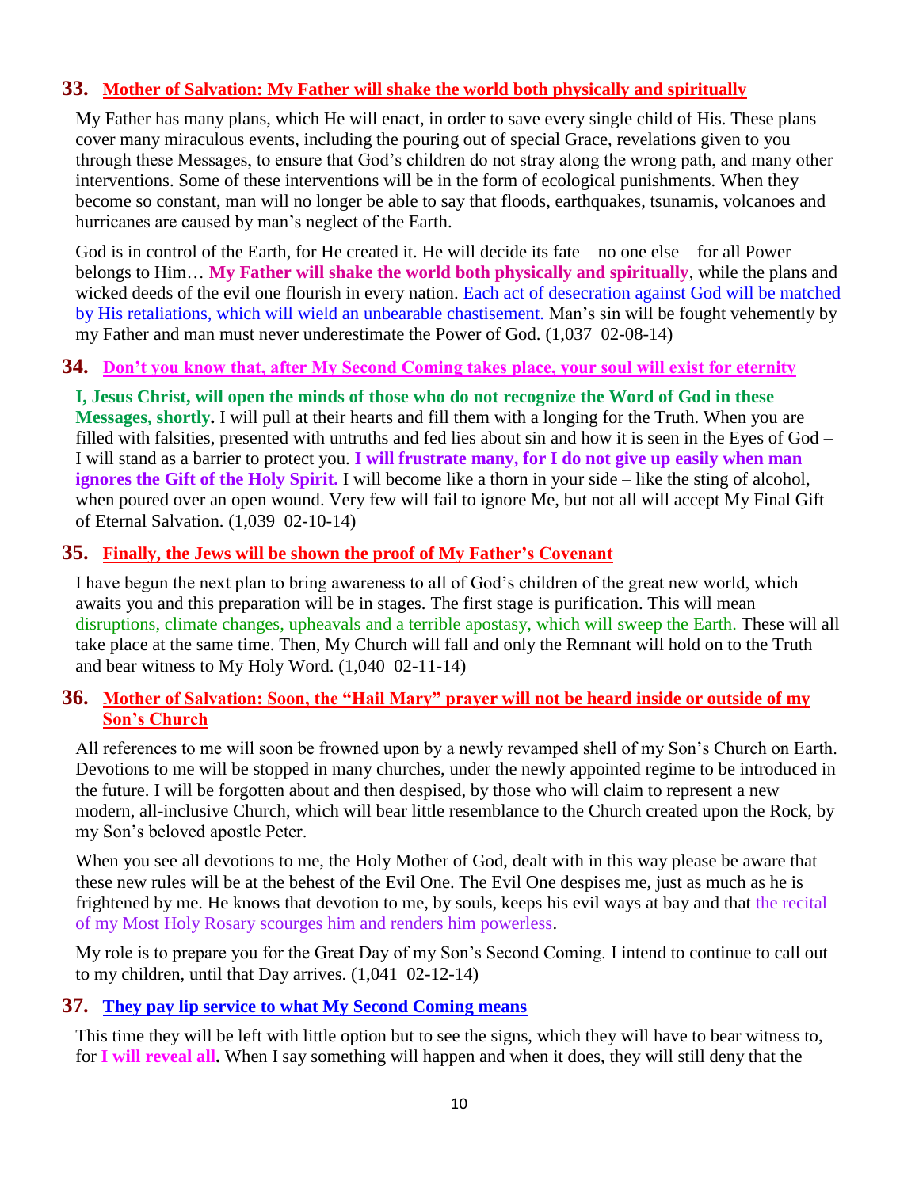## 33. Mother of Salvation: My Father will shake the world both physically and spiritually

My Father has many plans, which He will enact, in order to save every single child of His. These plans cover many miraculous events, including the pouring out of special Grace, revelations given to you through these Messages, to ensure that God's children do not stray along the wrong path, and many other interventions. Some of these interventions will be in the form of ecological punishments. When they become so constant, man will no longer be able to say that floods, earthquakes, tsunamis, volcanoes and hurricanes are caused by man's neglect of the Earth.

God is in control of the Earth, for He created it. He will decide its fate – no one else – for all Power belongs to Him… **My Father will shake the world both physically and spiritually**, while the plans and wicked deeds of the evil one flourish in every nation. Each act of desecration against God will be matched by His retaliations, which will wield an unbearable chastisement. Man's sin will be fought vehemently by my Father and man must never underestimate the Power of God. (1,037 02-08-14)

## 34. Don't you know that, after My Second Coming takes place, your soul will exist for eternity

**I, Jesus Christ, will open the minds of those who do not recognize the Word of God in these Messages, shortly.** I will pull at their hearts and fill them with a longing for the Truth. When you are filled with falsities, presented with untruths and fed lies about sin and how it is seen in the Eyes of God – I will stand as a barrier to protect you. **I will frustrate many, for I do not give up easily when man ignores the Gift of the Holy Spirit.** I will become like a thorn in your side – like the sting of alcohol, when poured over an open wound. Very few will fail to ignore Me, but not all will accept My Final Gift of Eternal Salvation. (1,039 02-10-14)

## 35. Finally, the Jews will be shown the proof of My Father's Covenant

I have begun the next plan to bring awareness to all of God's children of the great new world, which awaits you and this preparation will be in stages. The first stage is purification. This will mean disruptions, climate changes, upheavals and a terrible apostasy, which will sweep the Earth. These will all take place at the same time. Then, My Church will fall and only the Remnant will hold on to the Truth and bear witness to My Holy Word. (1,040 02-11-14)

## 36. Mother of Salvation: Soon, the "Hail Mary" prayer will not be heard inside or outside of my Son's Church

All references to me will soon be frowned upon by a newly revamped shell of my Son's Church on Earth. Devotions to me will be stopped in many churches, under the newly appointed regime to be introduced in the future. I will be forgotten about and then despised, by those who will claim to represent a new modern, all-inclusive Church, which will bear little resemblance to the Church created upon the Rock, by my Son's beloved apostle Peter.

When you see all devotions to me, the Holy Mother of God, dealt with in this way please be aware that these new rules will be at the behest of the Evil One. The Evil One despises me, just as much as he is frightened by me. He knows that devotion to me, by souls, keeps his evil ways at bay and that the recital of my Most Holy Rosary scourges him and renders him powerless.

My role is to prepare you for the Great Day of my Son's Second Coming. I intend to continue to call out to my children, until that Day arrives. (1,041 02-12-14)

## 37. They pay lip service to what My Second Coming means

This time they will be left with little option but to see the signs, which they will have to bear witness to, for **I will reveal all.** When I say something will happen and when it does, they will still deny that the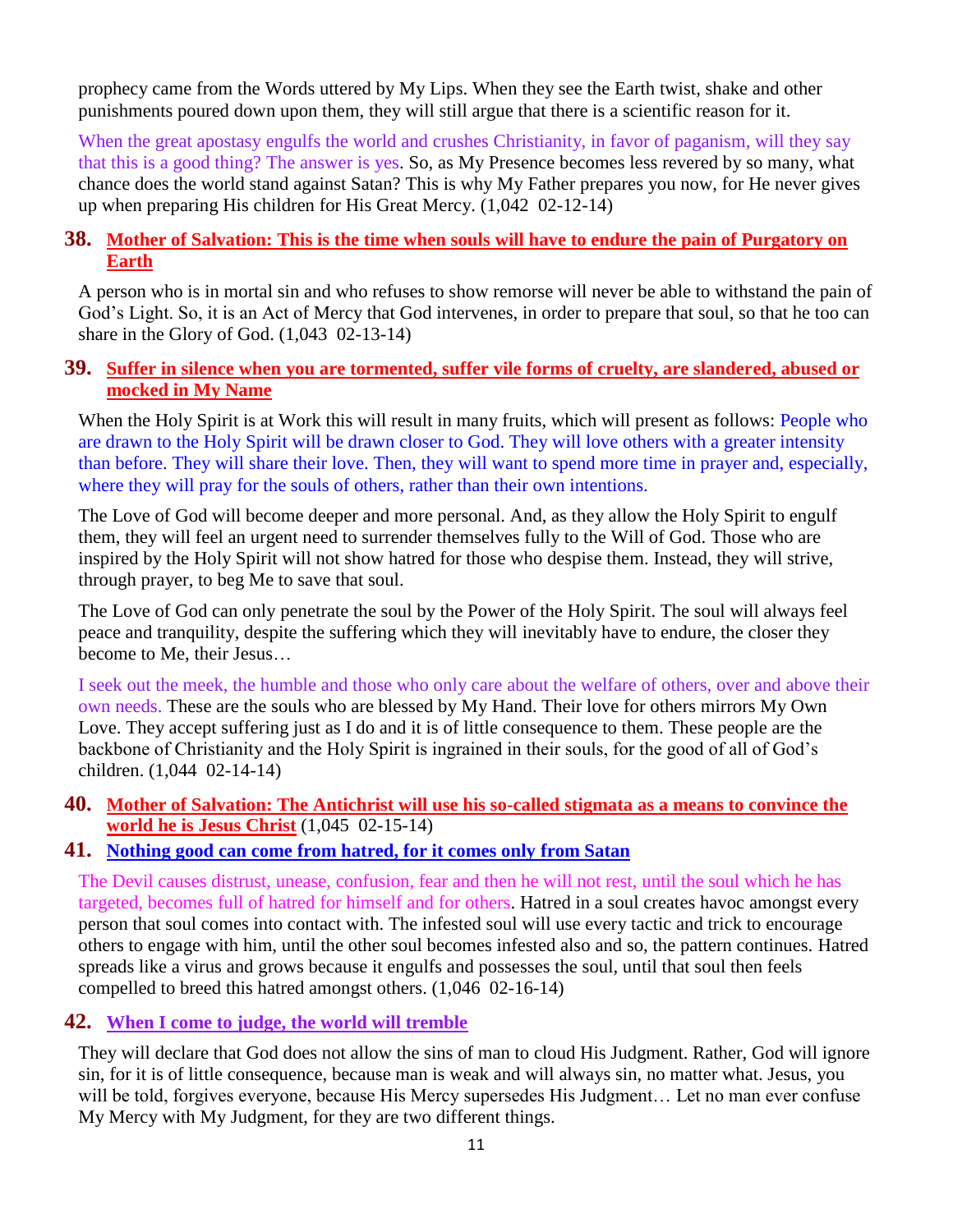prophecy came from the Words uttered by My Lips. When they see the Earth twist, shake and other punishments poured down upon them, they will still argue that there is a scientific reason for it.

When the great apostasy engulfs the world and crushes Christianity, in favor of paganism, will they say that this is a good thing? The answer is yes. So, as My Presence becomes less revered by so many, what chance does the world stand against Satan? This is why My Father prepares you now, for He never gives up when preparing His children for His Great Mercy. (1,042  02-12-14)

### 38. Mother of Salvation: This is the time when souls will have to endure the pain of Purgatory on Earth

A person who is in mortal sin and who refuses to show remorse will never be able to withstand the pain of God's Light. So, it is an Act of Mercy that God intervenes, in order to prepare that soul, so that he too can share in the Glory of God. (1,043  02-13-14)

### 39. Suffer in silence when you are tormented, suffer vile forms of cruelty, are slandered, abused or mocked in My Name

When the Holy Spirit is at Work this will result in many fruits, which will present as follows: People who are drawn to the Holy Spirit will be drawn closer to God. They will love others with a greater intensity than before. They will share their love. Then, they will want to spend more time in prayer and, especially, where they will pray for the souls of others, rather than their own intentions.

The Love of God will become deeper and more personal. And, as they allow the Holy Spirit to engulf them, they will feel an urgent need to surrender themselves fully to the Will of God. Those who are inspired by the Holy Spirit will not show hatred for those who despise them. Instead, they will strive, through prayer, to beg Me to save that soul.

The Love of God can only penetrate the soul by the Power of the Holy Spirit. The soul will always feel peace and tranquility, despite the suffering which they will inevitably have to endure, the closer they become to Me, their Jesus…

I seek out the meek, the humble and those who only care about the welfare of others, over and above their own needs. These are the souls who are blessed by My Hand. Their love for others mirrors My Own Love. They accept suffering just as I do and it is of little consequence to them. These people are the backbone of Christianity and the Holy Spirit is ingrained in their souls, for the good of all of God's children. (1,044  02-14-14)

### 40. Mother of Salvation: The Antichrist will use his so-called stigmata as a means to convince the world he is Jesus Christ (1,045  02-15-14)

### 41. Nothing good can come from hatred, for it comes only from Satan

The Devil causes distrust, unease, confusion, fear and then he will not rest, until the soul which he has targeted, becomes full of hatred for himself and for others. Hatred in a soul creates havoc amongst every person that soul comes into contact with. The infested soul will use every tactic and trick to encourage others to engage with him, until the other soul becomes infested also and so, the pattern continues. Hatred spreads like a virus and grows because it engulfs and possesses the soul, until that soul then feels compelled to breed this hatred amongst others. (1,046  02-16-14)

### 42. When I come to judge, the world will tremble

They will declare that God does not allow the sins of man to cloud His Judgment. Rather, God will ignore sin, for it is of little consequence, because man is weak and will always sin, no matter what. Jesus, you will be told, forgives everyone, because His Mercy supersedes His Judgment… Let no man ever confuse My Mercy with My Judgment, for they are two different things.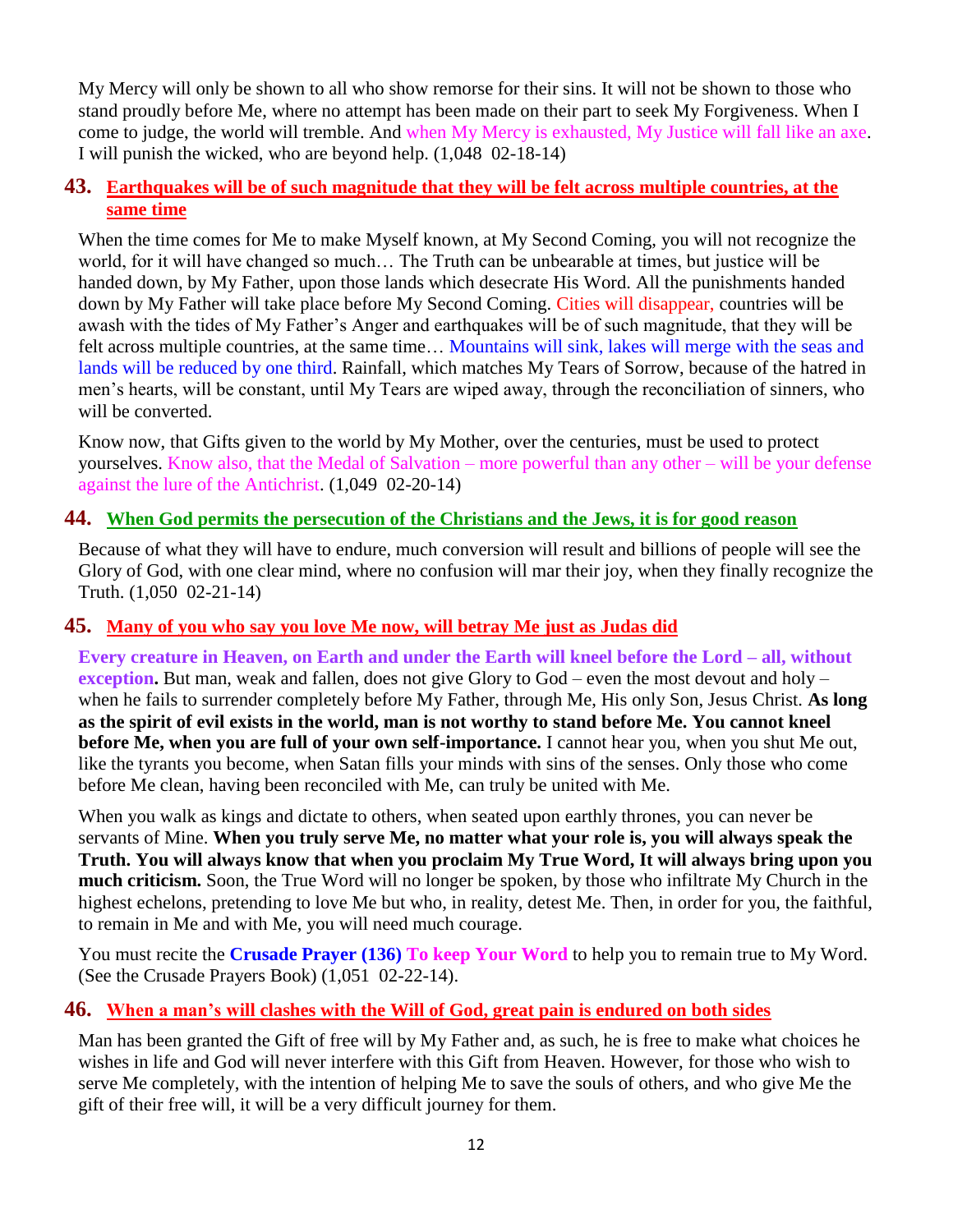My Mercy will only be shown to all who show remorse for their sins. It will not be shown to those who stand proudly before Me, where no attempt has been made on their part to seek My Forgiveness. When I come to judge, the world will tremble. And when My Mercy is exhausted, My Justice will fall like an axe. I will punish the wicked, who are beyond help. (1,048 02-18-14)

## 43. Earthquakes will be of such magnitude that they will be felt across multiple countries, at the same time

When the time comes for Me to make Myself known, at My Second Coming, you will not recognize the world, for it will have changed so much… The Truth can be unbearable at times, but justice will be handed down, by My Father, upon those lands which desecrate His Word. All the punishments handed down by My Father will take place before My Second Coming. Cities will disappear, countries will be awash with the tides of My Father's Anger and earthquakes will be of such magnitude, that they will be felt across multiple countries, at the same time… Mountains will sink, lakes will merge with the seas and lands will be reduced by one third. Rainfall, which matches My Tears of Sorrow, because of the hatred in men's hearts, will be constant, until My Tears are wiped away, through the reconciliation of sinners, who will be converted.

Know now, that Gifts given to the world by My Mother, over the centuries, must be used to protect yourselves. Know also, that the Medal of Salvation – more powerful than any other – will be your defense against the lure of the Antichrist. (1,049 02-20-14)

## 44. When God permits the persecution of the Christians and the Jews, it is for good reason

Because of what they will have to endure, much conversion will result and billions of people will see the Glory of God, with one clear mind, where no confusion will mar their joy, when they finally recognize the Truth. (1,050 02-21-14)

## 45. Many of you who say you love Me now, will betray Me just as Judas did

**Every creature in Heaven, on Earth and under the Earth will kneel before the Lord – all, without exception.** But man, weak and fallen, does not give Glory to God – even the most devout and holy – when he fails to surrender completely before My Father, through Me, His only Son, Jesus Christ. **As long as the spirit of evil exists in the world, man is not worthy to stand before Me. You cannot kneel before Me, when you are full of your own self-importance.** I cannot hear you, when you shut Me out, like the tyrants you become, when Satan fills your minds with sins of the senses. Only those who come before Me clean, having been reconciled with Me, can truly be united with Me.

When you walk as kings and dictate to others, when seated upon earthly thrones, you can never be servants of Mine. **When you truly serve Me, no matter what your role is, you will always speak the Truth. You will always know that when you proclaim My True Word, It will always bring upon you much criticism.** Soon, the True Word will no longer be spoken, by those who infiltrate My Church in the highest echelons, pretending to love Me but who, in reality, detest Me. Then, in order for you, the faithful, to remain in Me and with Me, you will need much courage.

You must recite the **Crusade Prayer (136) To keep Your Word** to help you to remain true to My Word. (See the Crusade Prayers Book) (1,051 02-22-14).

## 46. When a man's will clashes with the Will of God, great pain is endured on both sides

Man has been granted the Gift of free will by My Father and, as such, he is free to make what choices he wishes in life and God will never interfere with this Gift from Heaven. However, for those who wish to serve Me completely, with the intention of helping Me to save the souls of others, and who give Me the gift of their free will, it will be a very difficult journey for them.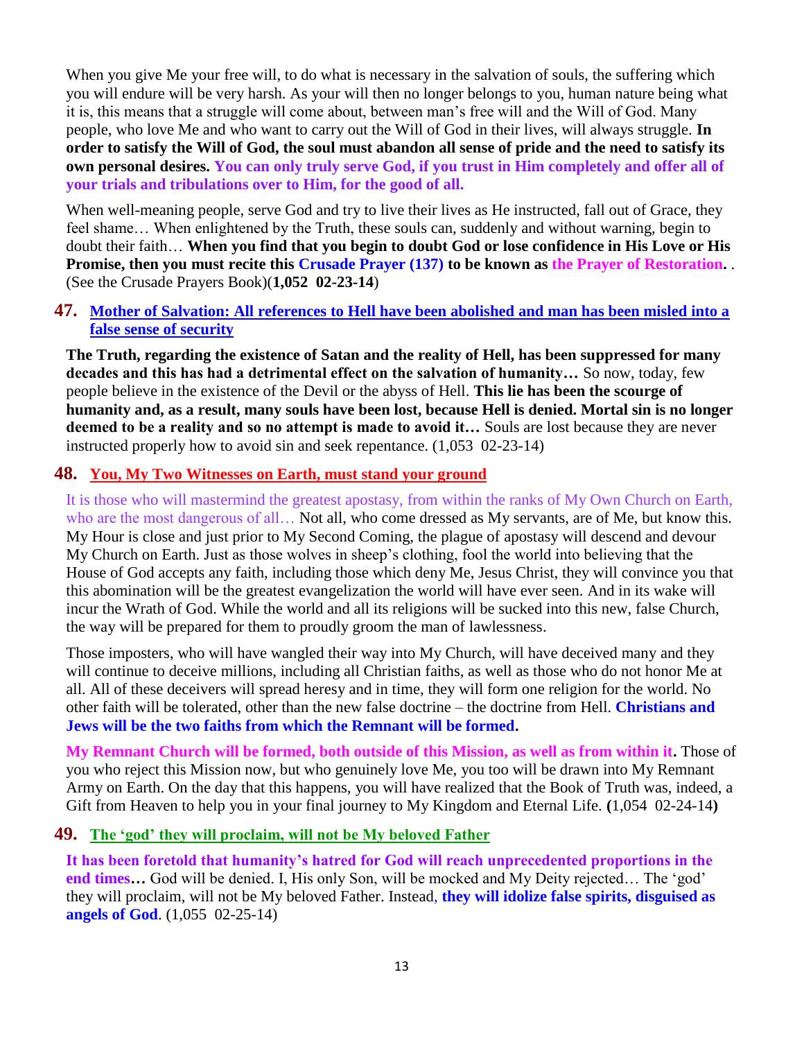When you give Me your free will, to do what is necessary in the salvation of souls, the suffering which you will endure will be very harsh. As your will then no longer belongs to you, human nature being what it is, this means that a struggle will come about, between man's free will and the Will of God. Many people, who love Me and who want to carry out the Will of God in their lives, will always struggle. **In order to satisfy the Will of God, the soul must abandon all sense of pride and the need to satisfy its own personal desires. You can only truly serve God, if you trust in Him completely and offer all of your trials and tribulations over to Him, for the good of all.**

When well-meaning people, serve God and try to live their lives as He instructed, fall out of Grace, they feel shame… When enlightened by the Truth, these souls can, suddenly and without warning, begin to doubt their faith… **When you find that you begin to doubt God or lose confidence in His Love or His Promise, then you must recite this Crusade Prayer (137) to be known as the Prayer of Restoration.** . (See the Crusade Prayers Book)(**1,052 02-23-14**)

## 47. Mother of Salvation: All references to Hell have been abolished and man has been misled into a false sense of security

**The Truth, regarding the existence of Satan and the reality of Hell, has been suppressed for many decades and this has had a detrimental effect on the salvation of humanity…** So now, today, few people believe in the existence of the Devil or the abyss of Hell. **This lie has been the scourge of humanity and, as a result, many souls have been lost, because Hell is denied. Mortal sin is no longer deemed to be a reality and so no attempt is made to avoid it…** Souls are lost because they are never instructed properly how to avoid sin and seek repentance. (1,053 02-23-14)

## 48. You, My Two Witnesses on Earth, must stand your ground

It is those who will mastermind the greatest apostasy, from within the ranks of My Own Church on Earth, who are the most dangerous of all… Not all, who come dressed as My servants, are of Me, but know this. My Hour is close and just prior to My Second Coming, the plague of apostasy will descend and devour My Church on Earth. Just as those wolves in sheep's clothing, fool the world into believing that the House of God accepts any faith, including those which deny Me, Jesus Christ, they will convince you that this abomination will be the greatest evangelization the world will have ever seen. And in its wake will incur the Wrath of God. While the world and all its religions will be sucked into this new, false Church, the way will be prepared for them to proudly groom the man of lawlessness.

Those imposters, who will have wangled their way into My Church, will have deceived many and they will continue to deceive millions, including all Christian faiths, as well as those who do not honor Me at all. All of these deceivers will spread heresy and in time, they will form one religion for the world. No other faith will be tolerated, other than the new false doctrine – the doctrine from Hell. **Christians and Jews will be the two faiths from which the Remnant will be formed.**

**My Remnant Church will be formed, both outside of this Mission, as well as from within it.** Those of you who reject this Mission now, but who genuinely love Me, you too will be drawn into My Remnant Army on Earth. On the day that this happens, you will have realized that the Book of Truth was, indeed, a Gift from Heaven to help you in your final journey to My Kingdom and Eternal Life. **(**1,054 02-24-14**)**

## 49. The 'god' they will proclaim, will not be My beloved Father

**It has been foretold that humanity's hatred for God will reach unprecedented proportions in the end times…** God will be denied. I, His only Son, will be mocked and My Deity rejected… The 'god' they will proclaim, will not be My beloved Father. Instead, **they will idolize false spirits, disguised as angels of God**. (1,055 02-25-14)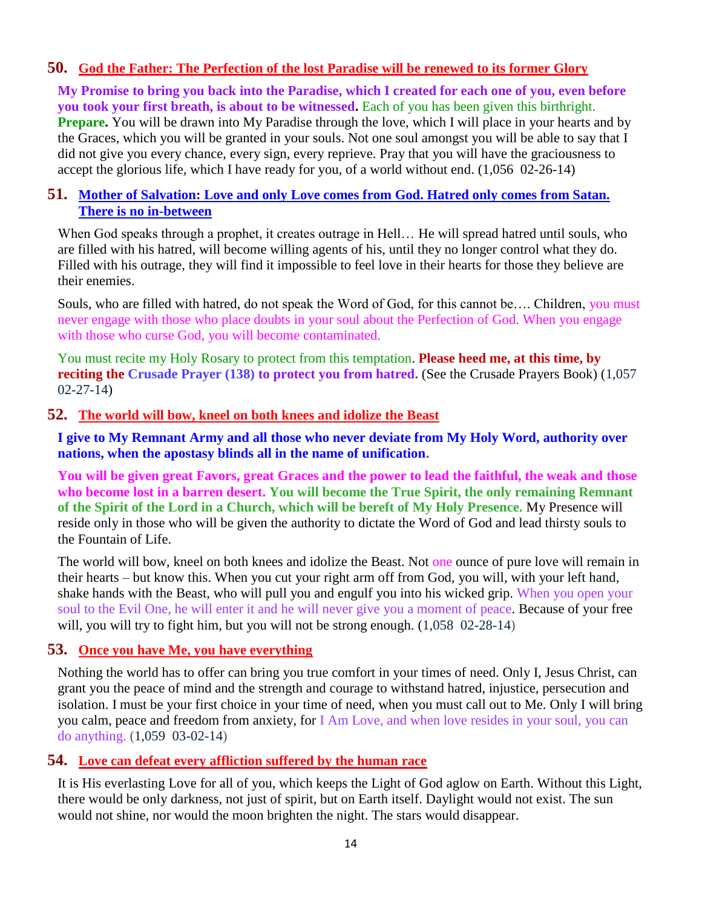## 50. God the Father: The Perfection of the lost Paradise will be renewed to its former Glory

**My Promise to bring you back into the Paradise, which I created for each one of you, even before you took your first breath, is about to be witnessed.** Each of you has been given this birthright. **Prepare.** You will be drawn into My Paradise through the love, which I will place in your hearts and by the Graces, which you will be granted in your souls. Not one soul amongst you will be able to say that I did not give you every chance, every sign, every reprieve. Pray that you will have the graciousness to accept the glorious life, which I have ready for you, of a world without end. (1,056 02-26-14)

## 51. Mother of Salvation: Love and only Love comes from God. Hatred only comes from Satan. There is no in-between

When God speaks through a prophet, it creates outrage in Hell… He will spread hatred until souls, who are filled with his hatred, will become willing agents of his, until they no longer control what they do. Filled with his outrage, they will find it impossible to feel love in their hearts for those they believe are their enemies.

Souls, who are filled with hatred, do not speak the Word of God, for this cannot be…. Children, you must never engage with those who place doubts in your soul about the Perfection of God. When you engage with those who curse God, you will become contaminated.

You must recite my Holy Rosary to protect from this temptation. **Please heed me, at this time, by reciting the Crusade Prayer (138) to protect you from hatred.** (See the Crusade Prayers Book) (1,057 02-27-14)

## 52. The world will bow, kneel on both knees and idolize the Beast

**I give to My Remnant Army and all those who never deviate from My Holy Word, authority over nations, when the apostasy blinds all in the name of unification.**

**You will be given great Favors, great Graces and the power to lead the faithful, the weak and those who become lost in a barren desert. You will become the True Spirit, the only remaining Remnant of the Spirit of the Lord in a Church, which will be bereft of My Holy Presence.** My Presence will reside only in those who will be given the authority to dictate the Word of God and lead thirsty souls to the Fountain of Life.

The world will bow, kneel on both knees and idolize the Beast. Not one ounce of pure love will remain in their hearts – but know this. When you cut your right arm off from God, you will, with your left hand, shake hands with the Beast, who will pull you and engulf you into his wicked grip. When you open your soul to the Evil One, he will enter it and he will never give you a moment of peace. Because of your free will, you will try to fight him, but you will not be strong enough. (1,058 02-28-14)

## 53. Once you have Me, you have everything

Nothing the world has to offer can bring you true comfort in your times of need. Only I, Jesus Christ, can grant you the peace of mind and the strength and courage to withstand hatred, injustice, persecution and isolation. I must be your first choice in your time of need, when you must call out to Me. Only I will bring you calm, peace and freedom from anxiety, for I Am Love, and when love resides in your soul, you can do anything. (1,059 03-02-14)

## 54. Love can defeat every affliction suffered by the human race

It is His everlasting Love for all of you, which keeps the Light of God aglow on Earth. Without this Light, there would be only darkness, not just of spirit, but on Earth itself. Daylight would not exist. The sun would not shine, nor would the moon brighten the night. The stars would disappear.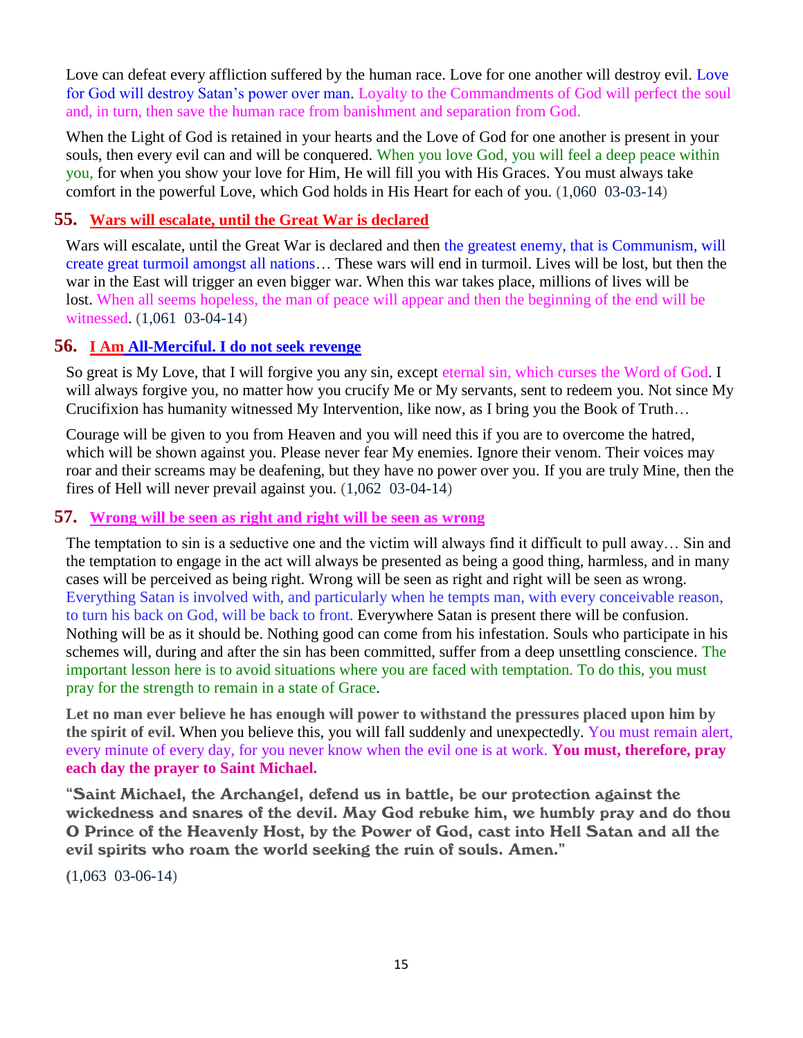Love can defeat every affliction suffered by the human race. Love for one another will destroy evil. Love for God will destroy Satan's power over man. Loyalty to the Commandments of God will perfect the soul and, in turn, then save the human race from banishment and separation from God.

When the Light of God is retained in your hearts and the Love of God for one another is present in your souls, then every evil can and will be conquered. When you love God, you will feel a deep peace within you, for when you show your love for Him, He will fill you with His Graces. You must always take comfort in the powerful Love, which God holds in His Heart for each of you. (1,060  03-03-14)

## 55. Wars will escalate, until the Great War is declared

Wars will escalate, until the Great War is declared and then the greatest enemy, that is Communism, will create great turmoil amongst all nations… These wars will end in turmoil. Lives will be lost, but then the war in the East will trigger an even bigger war. When this war takes place, millions of lives will be lost. When all seems hopeless, the man of peace will appear and then the beginning of the end will be witnessed. (1,061  03-04-14)

## 56. I Am All-Merciful. I do not seek revenge

So great is My Love, that I will forgive you any sin, except eternal sin, which curses the Word of God. I will always forgive you, no matter how you crucify Me or My servants, sent to redeem you. Not since My Crucifixion has humanity witnessed My Intervention, like now, as I bring you the Book of Truth…

Courage will be given to you from Heaven and you will need this if you are to overcome the hatred, which will be shown against you. Please never fear My enemies. Ignore their venom. Their voices may roar and their screams may be deafening, but they have no power over you. If you are truly Mine, then the fires of Hell will never prevail against you. (1,062  03-04-14)

## 57. Wrong will be seen as right and right will be seen as wrong

The temptation to sin is a seductive one and the victim will always find it difficult to pull away… Sin and the temptation to engage in the act will always be presented as being a good thing, harmless, and in many cases will be perceived as being right. Wrong will be seen as right and right will be seen as wrong. Everything Satan is involved with, and particularly when he tempts man, with every conceivable reason, to turn his back on God, will be back to front. Everywhere Satan is present there will be confusion. Nothing will be as it should be. Nothing good can come from his infestation. Souls who participate in his schemes will, during and after the sin has been committed, suffer from a deep unsettling conscience. The important lesson here is to avoid situations where you are faced with temptation. To do this, you must pray for the strength to remain in a state of Grace.

**Let no man ever believe he has enough will power to withstand the pressures placed upon him by the spirit of evil.** When you believe this, you will fall suddenly and unexpectedly. You must remain alert, every minute of every day, for you never know when the evil one is at work. **You must, therefore, pray each day the prayer to Saint Michael.**

**"Saint Michael, the Archangel, defend us in battle, be our protection against the wickedness and snares of the devil. May God rebuke him, we humbly pray and do thou O Prince of the Heavenly Host, by the Power of God, cast into Hell Satan and all the evil spirits who roam the world seeking the ruin of souls. Amen."**

(1,063  03-06-14)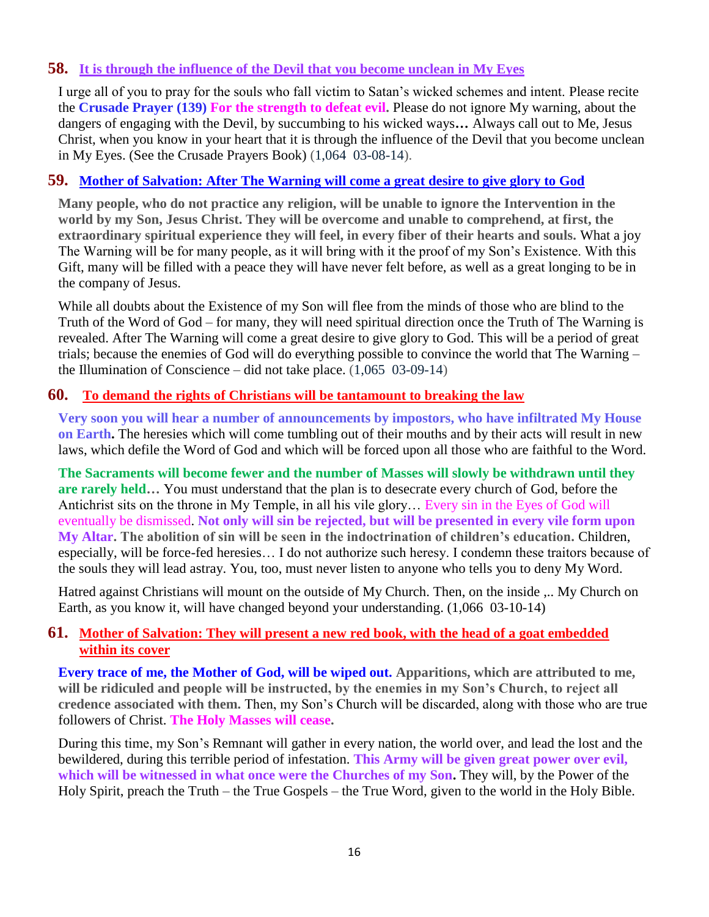## 58. It is through the influence of the Devil that you become unclean in My Eyes

I urge all of you to pray for the souls who fall victim to Satan's wicked schemes and intent. Please recite the **Crusade Prayer (139) For the strength to defeat evil.** Please do not ignore My warning, about the dangers of engaging with the Devil, by succumbing to his wicked ways**…** Always call out to Me, Jesus Christ, when you know in your heart that it is through the influence of the Devil that you become unclean in My Eyes. (See the Crusade Prayers Book) (1,064 03-08-14).

## 59. Mother of Salvation: After The Warning will come a great desire to give glory to God

**Many people, who do not practice any religion, will be unable to ignore the Intervention in the world by my Son, Jesus Christ. They will be overcome and unable to comprehend, at first, the extraordinary spiritual experience they will feel, in every fiber of their hearts and souls.** What a joy The Warning will be for many people, as it will bring with it the proof of my Son's Existence. With this Gift, many will be filled with a peace they will have never felt before, as well as a great longing to be in the company of Jesus.

While all doubts about the Existence of my Son will flee from the minds of those who are blind to the Truth of the Word of God – for many, they will need spiritual direction once the Truth of The Warning is revealed. After The Warning will come a great desire to give glory to God. This will be a period of great trials; because the enemies of God will do everything possible to convince the world that The Warning – the Illumination of Conscience – did not take place. (1,065 03-09-14)

## 60. To demand the rights of Christians will be tantamount to breaking the law

**Very soon you will hear a number of announcements by impostors, who have infiltrated My House on Earth.** The heresies which will come tumbling out of their mouths and by their acts will result in new laws, which defile the Word of God and which will be forced upon all those who are faithful to the Word.

**The Sacraments will become fewer and the number of Masses will slowly be withdrawn until they are rarely held…** You must understand that the plan is to desecrate every church of God, before the Antichrist sits on the throne in My Temple, in all his vile glory… Every sin in the Eyes of God will eventually be dismissed. **Not only will sin be rejected, but will be presented in every vile form upon My Altar. The abolition of sin will be seen in the indoctrination of children's education.** Children, especially, will be force-fed heresies… I do not authorize such heresy. I condemn these traitors because of the souls they will lead astray. You, too, must never listen to anyone who tells you to deny My Word.

Hatred against Christians will mount on the outside of My Church. Then, on the inside ,.. My Church on Earth, as you know it, will have changed beyond your understanding. (1,066 03-10-14)

## 61. Mother of Salvation: They will present a new red book, with the head of a goat embedded within its cover

**Every trace of me, the Mother of God, will be wiped out. Apparitions, which are attributed to me, will be ridiculed and people will be instructed, by the enemies in my Son's Church, to reject all credence associated with them.** Then, my Son's Church will be discarded, along with those who are true followers of Christ. **The Holy Masses will cease.**

During this time, my Son's Remnant will gather in every nation, the world over, and lead the lost and the bewildered, during this terrible period of infestation. **This Army will be given great power over evil, which will be witnessed in what once were the Churches of my Son.** They will, by the Power of the Holy Spirit, preach the Truth – the True Gospels – the True Word, given to the world in the Holy Bible.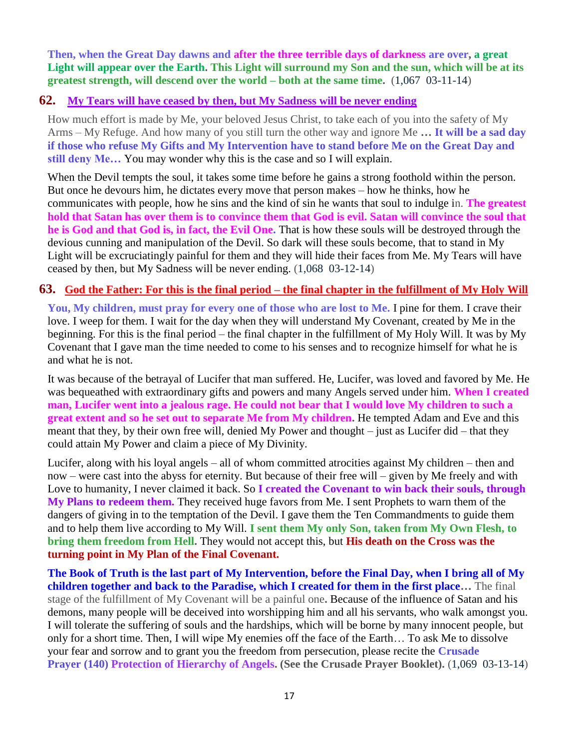**Then, when the Great Day dawns and after the three terrible days of darkness are over, a great Light will appear over the Earth. This Light will surround my Son and the sun, which will be at its greatest strength, will descend over the world – both at the same time.** (1,067 03-11-14)

## 62. My Tears will have ceased by then, but My Sadness will be never ending

How much effort is made by Me, your beloved Jesus Christ, to take each of you into the safety of My Arms – My Refuge. And how many of you still turn the other way and ignore Me **… It will be a sad day if those who refuse My Gifts and My Intervention have to stand before Me on the Great Day and still deny Me…** You may wonder why this is the case and so I will explain.

When the Devil tempts the soul, it takes some time before he gains a strong foothold within the person. But once he devours him, he dictates every move that person makes – how he thinks, how he communicates with people, how he sins and the kind of sin he wants that soul to indulge in. **The greatest hold that Satan has over them is to convince them that God is evil. Satan will convince the soul that he is God and that God is, in fact, the Evil One.** That is how these souls will be destroyed through the devious cunning and manipulation of the Devil. So dark will these souls become, that to stand in My Light will be excruciatingly painful for them and they will hide their faces from Me. My Tears will have ceased by then, but My Sadness will be never ending. (1,068 03-12-14)

## 63. God the Father: For this is the final period – the final chapter in the fulfillment of My Holy Will

**You, My children, must pray for every one of those who are lost to Me.** I pine for them. I crave their love. I weep for them. I wait for the day when they will understand My Covenant, created by Me in the beginning. For this is the final period – the final chapter in the fulfillment of My Holy Will. It was by My Covenant that I gave man the time needed to come to his senses and to recognize himself for what he is and what he is not.

It was because of the betrayal of Lucifer that man suffered. He, Lucifer, was loved and favored by Me. He was bequeathed with extraordinary gifts and powers and many Angels served under him. **When I created man, Lucifer went into a jealous rage. He could not bear that I would love My children to such a great extent and so he set out to separate Me from My children.** He tempted Adam and Eve and this meant that they, by their own free will, denied My Power and thought – just as Lucifer did – that they could attain My Power and claim a piece of My Divinity.

Lucifer, along with his loyal angels – all of whom committed atrocities against My children – then and now – were cast into the abyss for eternity. But because of their free will – given by Me freely and with Love to humanity, I never claimed it back. So **I created the Covenant to win back their souls, through My Plans to redeem them.** They received huge favors from Me. I sent Prophets to warn them of the dangers of giving in to the temptation of the Devil. I gave them the Ten Commandments to guide them and to help them live according to My Will. **I sent them My only Son, taken from My Own Flesh, to bring them freedom from Hell.** They would not accept this, but **His death on the Cross was the turning point in My Plan of the Final Covenant.**

**The Book of Truth is the last part of My Intervention, before the Final Day, when I bring all of My children together and back to the Paradise, which I created for them in the first place…** The final stage of the fulfillment of My Covenant will be a painful one**.** Because of the influence of Satan and his demons, many people will be deceived into worshipping him and all his servants, who walk amongst you. I will tolerate the suffering of souls and the hardships, which will be borne by many innocent people, but only for a short time. Then, I will wipe My enemies off the face of the Earth… To ask Me to dissolve your fear and sorrow and to grant you the freedom from persecution, please recite the **Crusade Prayer (140) Protection of Hierarchy of Angels. (See the Crusade Prayer Booklet).** (1,069 03-13-14)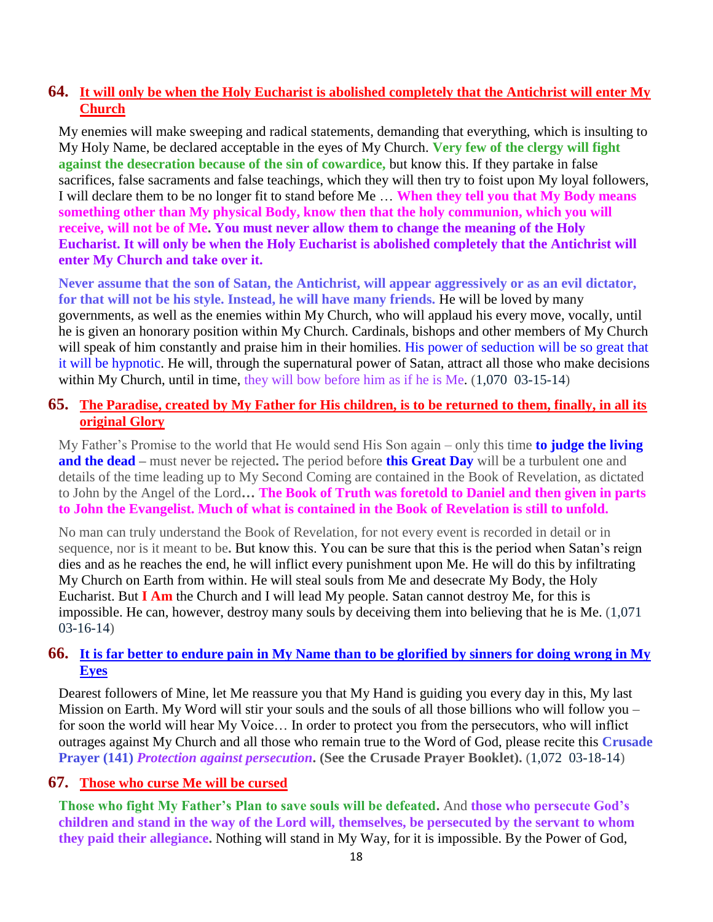## 64. It will only be when the Holy Eucharist is abolished completely that the Antichrist will enter My Church

My enemies will make sweeping and radical statements, demanding that everything, which is insulting to My Holy Name, be declared acceptable in the eyes of My Church. **Very few of the clergy will fight against the desecration because of the sin of cowardice,** but know this. If they partake in false sacrifices, false sacraments and false teachings, which they will then try to foist upon My loyal followers, I will declare them to be no longer fit to stand before Me … **When they tell you that My Body means something other than My physical Body, know then that the holy communion, which you will receive, will not be of Me. You must never allow them to change the meaning of the Holy Eucharist. It will only be when the Holy Eucharist is abolished completely that the Antichrist will enter My Church and take over it.**

**Never assume that the son of Satan, the Antichrist, will appear aggressively or as an evil dictator, for that will not be his style. Instead, he will have many friends.** He will be loved by many governments, as well as the enemies within My Church, who will applaud his every move, vocally, until he is given an honorary position within My Church. Cardinals, bishops and other members of My Church will speak of him constantly and praise him in their homilies. His power of seduction will be so great that it will be hypnotic. He will, through the supernatural power of Satan, attract all those who make decisions within My Church, until in time, they will bow before him as if he is Me. (1,070 03-15-14)

## 65. The Paradise, created by My Father for His children, is to be returned to them, finally, in all its original Glory

My Father's Promise to the world that He would send His Son again – only this time **to judge the living and the dead** – must never be rejected**.** The period before **this Great Day** will be a turbulent one and details of the time leading up to My Second Coming are contained in the Book of Revelation, as dictated to John by the Angel of the Lord**… The Book of Truth was foretold to Daniel and then given in parts to John the Evangelist. Much of what is contained in the Book of Revelation is still to unfold.**

No man can truly understand the Book of Revelation, for not every event is recorded in detail or in sequence, nor is it meant to be**.** But know this. You can be sure that this is the period when Satan's reign dies and as he reaches the end, he will inflict every punishment upon Me. He will do this by infiltrating My Church on Earth from within. He will steal souls from Me and desecrate My Body, the Holy Eucharist. But **I Am** the Church and I will lead My people. Satan cannot destroy Me, for this is impossible. He can, however, destroy many souls by deceiving them into believing that he is Me. (1,071 03-16-14)

## 66. It is far better to endure pain in My Name than to be glorified by sinners for doing wrong in My Eyes

Dearest followers of Mine, let Me reassure you that My Hand is guiding you every day in this, My last Mission on Earth. My Word will stir your souls and the souls of all those billions who will follow you – for soon the world will hear My Voice… In order to protect you from the persecutors, who will inflict outrages against My Church and all those who remain true to the Word of God, please recite this **Crusade Prayer (141) *Protection against persecution*. (See the Crusade Prayer Booklet).** (1,072 03-18-14)

## 67. Those who curse Me will be cursed

**Those who fight My Father's Plan to save souls will be defeated.** And **those who persecute God's children and stand in the way of the Lord will, themselves, be persecuted by the servant to whom they paid their allegiance.** Nothing will stand in My Way, for it is impossible. By the Power of God,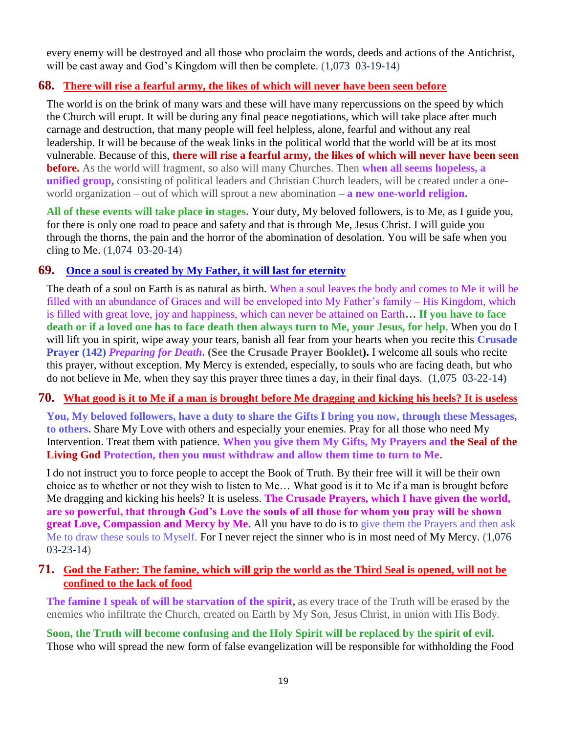every enemy will be destroyed and all those who proclaim the words, deeds and actions of the Antichrist, will be cast away and God's Kingdom will then be complete. (1,073  03-19-14)

## 68. There will rise a fearful army, the likes of which will never have been seen before

The world is on the brink of many wars and these will have many repercussions on the speed by which the Church will erupt. It will be during any final peace negotiations, which will take place after much carnage and destruction, that many people will feel helpless, alone, fearful and without any real leadership. It will be because of the weak links in the political world that the world will be at its most vulnerable. Because of this, **there will rise a fearful army, the likes of which will never have been seen before.** As the world will fragment, so also will many Churches. Then **when all seems hopeless, a unified group,** consisting of political leaders and Christian Church leaders, will be created under a one-world organization – out of which will sprout a new abomination **– a new one-world religion.**

**All of these events will take place in stages.** Your duty, My beloved followers, is to Me, as I guide you, for there is only one road to peace and safety and that is through Me, Jesus Christ. I will guide you through the thorns, the pain and the horror of the abomination of desolation. You will be safe when you cling to Me. (1,074  03-20-14)

## 69. Once a soul is created by My Father, it will last for eternity

The death of a soul on Earth is as natural as birth. When a soul leaves the body and comes to Me it will be filled with an abundance of Graces and will be enveloped into My Father's family – His Kingdom, which is filled with great love, joy and happiness, which can never be attained on Earth**… If you have to face death or if a loved one has to face death then always turn to Me, your Jesus, for help.** When you do I will lift you in spirit, wipe away your tears, banish all fear from your hearts when you recite this **Crusade Prayer (142)** ***Preparing for Death*****. (See the Crusade Prayer Booklet).** I welcome all souls who recite this prayer, without exception. My Mercy is extended, especially, to souls who are facing death, but who do not believe in Me, when they say this prayer three times a day, in their final days. **(**1,075  03-22-14**)**

## 70. What good is it to Me if a man is brought before Me dragging and kicking his heels? It is useless

**You, My beloved followers, have a duty to share the Gifts I bring you now, through these Messages, to others.** Share My Love with others and especially your enemies. Pray for all those who need My Intervention. Treat them with patience. **When you give them My Gifts, My Prayers and the Seal of the Living God Protection, then you must withdraw and allow them time to turn to Me.**

I do not instruct you to force people to accept the Book of Truth. By their free will it will be their own choice as to whether or not they wish to listen to Me… What good is it to Me if a man is brought before Me dragging and kicking his heels? It is useless. **The Crusade Prayers, which I have given the world, are so powerful, that through God's Love the souls of all those for whom you pray will be shown great Love, Compassion and Mercy by Me.** All you have to do is to give them the Prayers and then ask Me to draw these souls to Myself. For I never reject the sinner who is in most need of My Mercy. (1,076  03-23-14)

## 71. God the Father: The famine, which will grip the world as the Third Seal is opened, will not be confined to the lack of food

**The famine I speak of will be starvation of the spirit,** as every trace of the Truth will be erased by the enemies who infiltrate the Church, created on Earth by My Son, Jesus Christ, in union with His Body.

**Soon, the Truth will become confusing and the Holy Spirit will be replaced by the spirit of evil.** Those who will spread the new form of false evangelization will be responsible for withholding the Food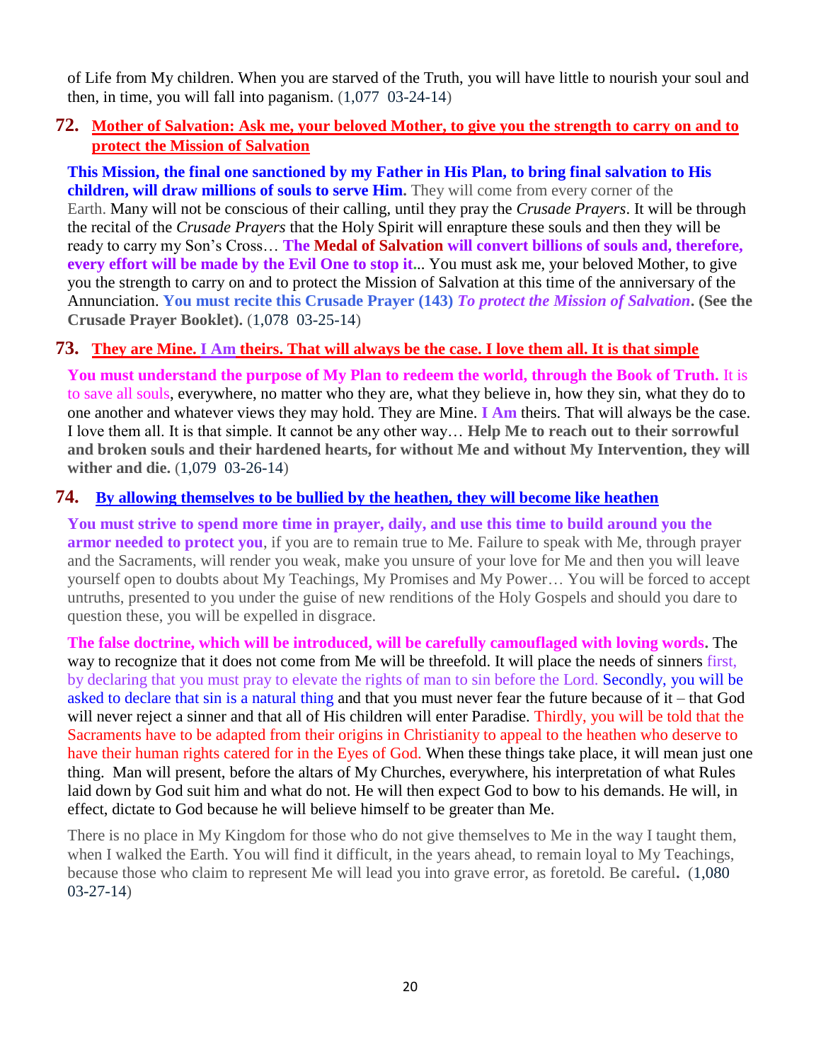of Life from My children. When you are starved of the Truth, you will have little to nourish your soul and then, in time, you will fall into paganism. (1,077 03-24-14)

## 72. Mother of Salvation: Ask me, your beloved Mother, to give you the strength to carry on and to protect the Mission of Salvation

**This Mission, the final one sanctioned by my Father in His Plan, to bring final salvation to His children, will draw millions of souls to serve Him.** They will come from every corner of the Earth. Many will not be conscious of their calling, until they pray the *Crusade Prayers*. It will be through the recital of the *Crusade Prayers* that the Holy Spirit will enrapture these souls and then they will be ready to carry my Son's Cross… **The Medal of Salvation will convert billions of souls and, therefore, every effort will be made by the Evil One to stop it**... You must ask me, your beloved Mother, to give you the strength to carry on and to protect the Mission of Salvation at this time of the anniversary of the Annunciation. **You must recite this Crusade Prayer (143) *To protect the Mission of Salvation*. (See the Crusade Prayer Booklet).** (1,078 03-25-14)

## 73. They are Mine. I Am theirs. That will always be the case. I love them all. It is that simple

**You must understand the purpose of My Plan to redeem the world, through the Book of Truth.** It is to save all souls, everywhere, no matter who they are, what they believe in, how they sin, what they do to one another and whatever views they may hold. They are Mine. **I Am** theirs. That will always be the case. I love them all. It is that simple. It cannot be any other way… **Help Me to reach out to their sorrowful and broken souls and their hardened hearts, for without Me and without My Intervention, they will wither and die.** (1,079 03-26-14)

## 74. By allowing themselves to be bullied by the heathen, they will become like heathen

**You must strive to spend more time in prayer, daily, and use this time to build around you the armor needed to protect you**, if you are to remain true to Me. Failure to speak with Me, through prayer and the Sacraments, will render you weak, make you unsure of your love for Me and then you will leave yourself open to doubts about My Teachings, My Promises and My Power… You will be forced to accept untruths, presented to you under the guise of new renditions of the Holy Gospels and should you dare to question these, you will be expelled in disgrace.

**The false doctrine, which will be introduced, will be carefully camouflaged with loving words.** The way to recognize that it does not come from Me will be threefold. It will place the needs of sinners first, by declaring that you must pray to elevate the rights of man to sin before the Lord. Secondly, you will be asked to declare that sin is a natural thing and that you must never fear the future because of it – that God will never reject a sinner and that all of His children will enter Paradise. Thirdly, you will be told that the Sacraments have to be adapted from their origins in Christianity to appeal to the heathen who deserve to have their human rights catered for in the Eyes of God. When these things take place, it will mean just one thing. Man will present, before the altars of My Churches, everywhere, his interpretation of what Rules laid down by God suit him and what do not. He will then expect God to bow to his demands. He will, in effect, dictate to God because he will believe himself to be greater than Me.

There is no place in My Kingdom for those who do not give themselves to Me in the way I taught them, when I walked the Earth. You will find it difficult, in the years ahead, to remain loyal to My Teachings, because those who claim to represent Me will lead you into grave error, as foretold. Be careful**.** (1,080 03-27-14)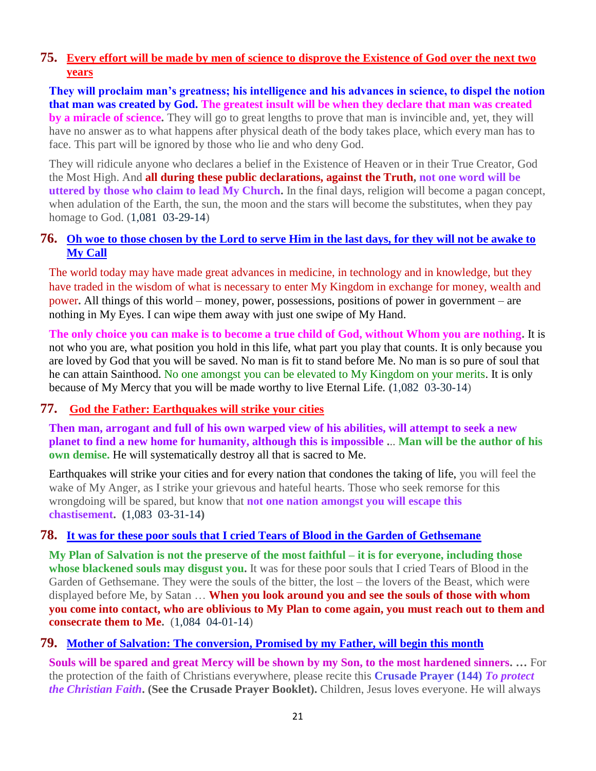## 75. Every effort will be made by men of science to disprove the Existence of God over the next two years

**They will proclaim man's greatness; his intelligence and his advances in science, to dispel the notion that man was created by God. The greatest insult will be when they declare that man was created by a miracle of science.** They will go to great lengths to prove that man is invincible and, yet, they will have no answer as to what happens after physical death of the body takes place, which every man has to face. This part will be ignored by those who lie and who deny God.

They will ridicule anyone who declares a belief in the Existence of Heaven or in their True Creator, God the Most High. And **all during these public declarations, against the Truth, not one word will be uttered by those who claim to lead My Church.** In the final days, religion will become a pagan concept, when adulation of the Earth, the sun, the moon and the stars will become the substitutes, when they pay homage to God. (1,081 03-29-14)

## 76. Oh woe to those chosen by the Lord to serve Him in the last days, for they will not be awake to My Call

The world today may have made great advances in medicine, in technology and in knowledge, but they have traded in the wisdom of what is necessary to enter My Kingdom in exchange for money, wealth and power. All things of this world – money, power, possessions, positions of power in government – are nothing in My Eyes. I can wipe them away with just one swipe of My Hand.

**The only choice you can make is to become a true child of God, without Whom you are nothing.** It is not who you are, what position you hold in this life, what part you play that counts. It is only because you are loved by God that you will be saved. No man is fit to stand before Me. No man is so pure of soul that he can attain Sainthood. No one amongst you can be elevated to My Kingdom on your merits. It is only because of My Mercy that you will be made worthy to live Eternal Life. (1,082 03-30-14)

## 77. God the Father: Earthquakes will strike your cities

**Then man, arrogant and full of his own warped view of his abilities, will attempt to seek a new planet to find a new home for humanity, although this is impossible** ... **Man will be the author of his own demise.** He will systematically destroy all that is sacred to Me.

Earthquakes will strike your cities and for every nation that condones the taking of life, you will feel the wake of My Anger, as I strike your grievous and hateful hearts. Those who seek remorse for this wrongdoing will be spared, but know that **not one nation amongst you will escape this chastisement. (**1,083 03-31-14**)**

## 78. It was for these poor souls that I cried Tears of Blood in the Garden of Gethsemane

**My Plan of Salvation is not the preserve of the most faithful – it is for everyone, including those whose blackened souls may disgust you.** It was for these poor souls that I cried Tears of Blood in the Garden of Gethsemane. They were the souls of the bitter, the lost – the lovers of the Beast, which were displayed before Me, by Satan … **When you look around you and see the souls of those with whom you come into contact, who are oblivious to My Plan to come again, you must reach out to them and consecrate them to Me.** (1,084 04-01-14)

## 79. Mother of Salvation: The conversion, Promised by my Father, will begin this month

**Souls will be spared and great Mercy will be shown by my Son, to the most hardened sinners. …** For the protection of the faith of Christians everywhere, please recite this **Crusade Prayer (144)** ***To protect the Christian Faith*****. (See the Crusade Prayer Booklet).** Children, Jesus loves everyone. He will always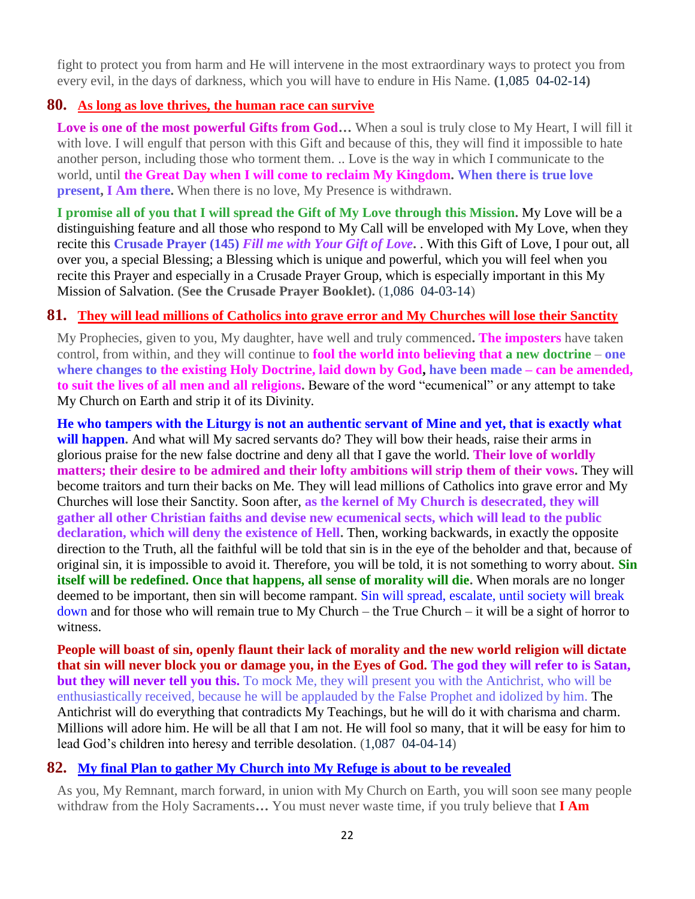fight to protect you from harm and He will intervene in the most extraordinary ways to protect you from every evil, in the days of darkness, which you will have to endure in His Name. **(**1,085 04-02-14**)**

## 80. As long as love thrives, the human race can survive

**Love is one of the most powerful Gifts from God…** When a soul is truly close to My Heart, I will fill it with love. I will engulf that person with this Gift and because of this, they will find it impossible to hate another person, including those who torment them. .. Love is the way in which I communicate to the world, until **the Great Day when I will come to reclaim My Kingdom. When there is true love present, I Am there.** When there is no love, My Presence is withdrawn.

**I promise all of you that I will spread the Gift of My Love through this Mission.** My Love will be a distinguishing feature and all those who respond to My Call will be enveloped with My Love, when they recite this **Crusade Prayer (145)** ***Fill me with Your Gift of Love***. . With this Gift of Love, I pour out, all over you, a special Blessing; a Blessing which is unique and powerful, which you will feel when you recite this Prayer and especially in a Crusade Prayer Group, which is especially important in this My Mission of Salvation. **(See the Crusade Prayer Booklet).** (1,086 04-03-14)

## 81. They will lead millions of Catholics into grave error and My Churches will lose their Sanctity

My Prophecies, given to you, My daughter, have well and truly commenced**. The imposters** have taken control, from within, and they will continue to **fool the world into believing that a new doctrine** – **one where changes to the existing Holy Doctrine, laid down by God, have been made – can be amended, to suit the lives of all men and all religions.** Beware of the word "ecumenical" or any attempt to take My Church on Earth and strip it of its Divinity.

**He who tampers with the Liturgy is not an authentic servant of Mine and yet, that is exactly what will happen.** And what will My sacred servants do? They will bow their heads, raise their arms in glorious praise for the new false doctrine and deny all that I gave the world. **Their love of worldly matters; their desire to be admired and their lofty ambitions will strip them of their vows.** They will become traitors and turn their backs on Me. They will lead millions of Catholics into grave error and My Churches will lose their Sanctity. Soon after, **as the kernel of My Church is desecrated, they will gather all other Christian faiths and devise new ecumenical sects, which will lead to the public declaration, which will deny the existence of Hell.** Then, working backwards, in exactly the opposite direction to the Truth, all the faithful will be told that sin is in the eye of the beholder and that, because of original sin, it is impossible to avoid it. Therefore, you will be told, it is not something to worry about. **Sin itself will be redefined. Once that happens, all sense of morality will die.** When morals are no longer deemed to be important, then sin will become rampant. Sin will spread, escalate, until society will break down and for those who will remain true to My Church – the True Church – it will be a sight of horror to witness.

**People will boast of sin, openly flaunt their lack of morality and the new world religion will dictate that sin will never block you or damage you, in the Eyes of God. The god they will refer to is Satan, but they will never tell you this.** To mock Me, they will present you with the Antichrist, who will be enthusiastically received, because he will be applauded by the False Prophet and idolized by him. The Antichrist will do everything that contradicts My Teachings, but he will do it with charisma and charm. Millions will adore him. He will be all that I am not. He will fool so many, that it will be easy for him to lead God's children into heresy and terrible desolation. (1,087 04-04-14)

## 82. My final Plan to gather My Church into My Refuge is about to be revealed

As you, My Remnant, march forward, in union with My Church on Earth, you will soon see many people withdraw from the Holy Sacraments**…** You must never waste time, if you truly believe that **I Am**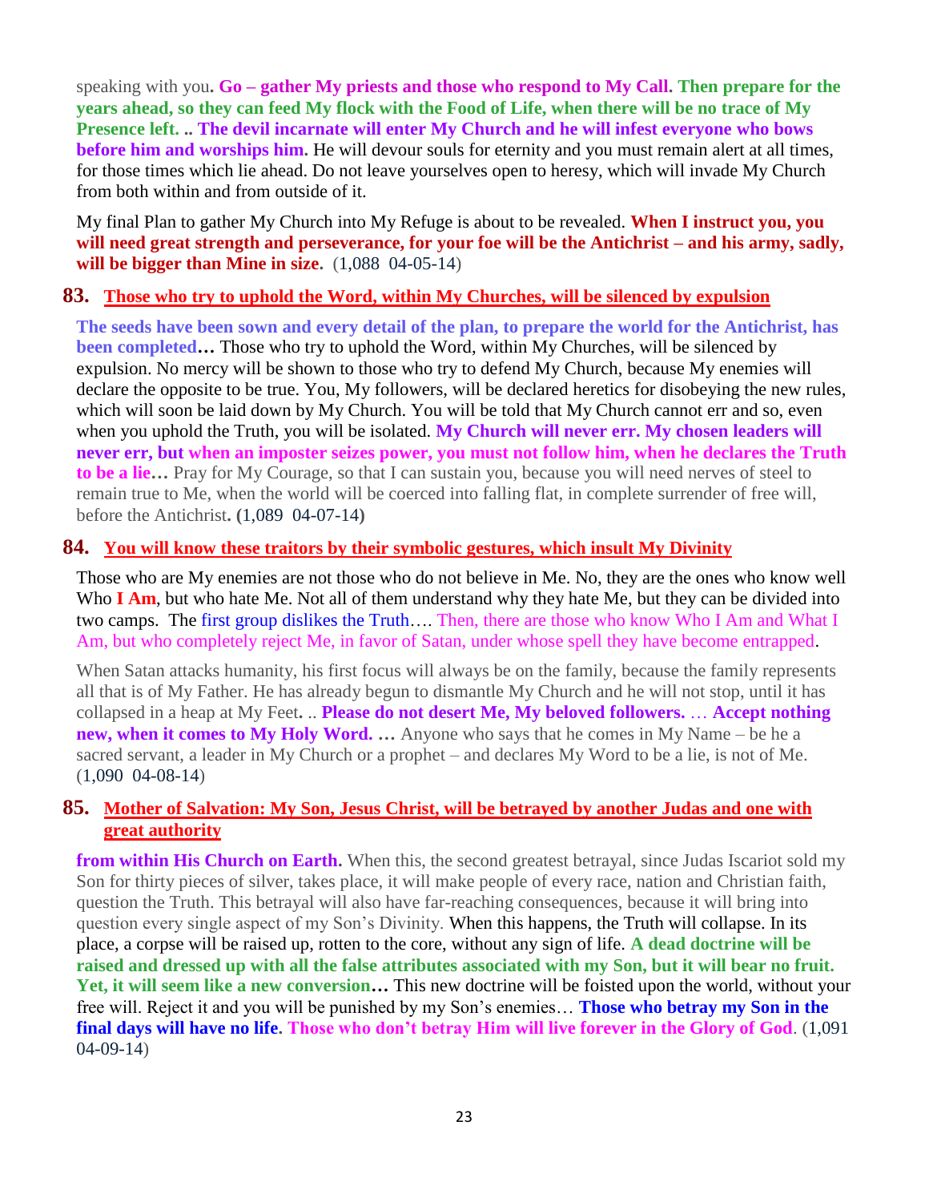speaking with you**. Go – gather My priests and those who respond to My Call. Then prepare for the years ahead, so they can feed My flock with the Food of Life, when there will be no trace of My Presence left. .. The devil incarnate will enter My Church and he will infest everyone who bows before him and worships him.** He will devour souls for eternity and you must remain alert at all times, for those times which lie ahead. Do not leave yourselves open to heresy, which will invade My Church from both within and from outside of it.

My final Plan to gather My Church into My Refuge is about to be revealed. **When I instruct you, you will need great strength and perseverance, for your foe will be the Antichrist – and his army, sadly, will be bigger than Mine in size.** (1,088 04-05-14)

## 83. Those who try to uphold the Word, within My Churches, will be silenced by expulsion

**The seeds have been sown and every detail of the plan, to prepare the world for the Antichrist, has been completed…** Those who try to uphold the Word, within My Churches, will be silenced by expulsion. No mercy will be shown to those who try to defend My Church, because My enemies will declare the opposite to be true. You, My followers, will be declared heretics for disobeying the new rules, which will soon be laid down by My Church. You will be told that My Church cannot err and so, even when you uphold the Truth, you will be isolated. **My Church will never err. My chosen leaders will never err, but when an imposter seizes power, you must not follow him, when he declares the Truth to be a lie…** Pray for My Courage, so that I can sustain you, because you will need nerves of steel to remain true to Me, when the world will be coerced into falling flat, in complete surrender of free will, before the Antichrist**. (**1,089 04-07-14**)**

## 84. You will know these traitors by their symbolic gestures, which insult My Divinity

Those who are My enemies are not those who do not believe in Me. No, they are the ones who know well Who **I Am**, but who hate Me. Not all of them understand why they hate Me, but they can be divided into two camps. The first group dislikes the Truth…. Then, there are those who know Who I Am and What I Am, but who completely reject Me, in favor of Satan, under whose spell they have become entrapped.

When Satan attacks humanity, his first focus will always be on the family, because the family represents all that is of My Father. He has already begun to dismantle My Church and he will not stop, until it has collapsed in a heap at My Feet**.** .. **Please do not desert Me, My beloved followers.** … **Accept nothing new, when it comes to My Holy Word. …** Anyone who says that he comes in My Name – be he a sacred servant, a leader in My Church or a prophet – and declares My Word to be a lie, is not of Me. (1,090 04-08-14)

## 85. Mother of Salvation: My Son, Jesus Christ, will be betrayed by another Judas and one with great authority

**from within His Church on Earth.** When this, the second greatest betrayal, since Judas Iscariot sold my Son for thirty pieces of silver, takes place, it will make people of every race, nation and Christian faith, question the Truth. This betrayal will also have far-reaching consequences, because it will bring into question every single aspect of my Son's Divinity. When this happens, the Truth will collapse. In its place, a corpse will be raised up, rotten to the core, without any sign of life. **A dead doctrine will be raised and dressed up with all the false attributes associated with my Son, but it will bear no fruit. Yet, it will seem like a new conversion…** This new doctrine will be foisted upon the world, without your free will. Reject it and you will be punished by my Son's enemies… **Those who betray my Son in the final days will have no life. Those who don't betray Him will live forever in the Glory of God**. (1,091 04-09-14)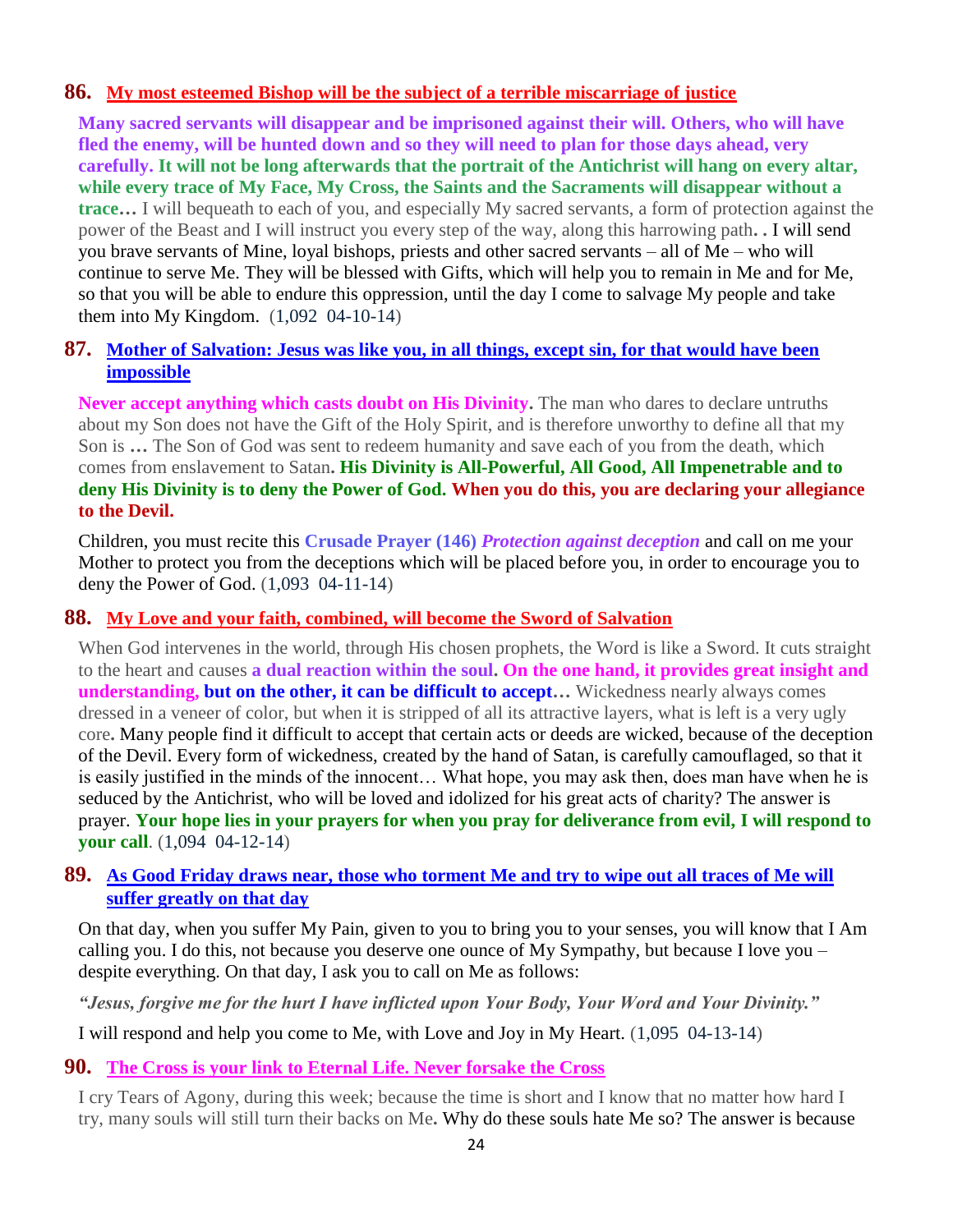## 86. My most esteemed Bishop will be the subject of a terrible miscarriage of justice

**Many sacred servants will disappear and be imprisoned against their will. Others, who will have fled the enemy, will be hunted down and so they will need to plan for those days ahead, very carefully. It will not be long afterwards that the portrait of the Antichrist will hang on every altar, while every trace of My Face, My Cross, the Saints and the Sacraments will disappear without a trace…** I will bequeath to each of you, and especially My sacred servants, a form of protection against the power of the Beast and I will instruct you every step of the way, along this harrowing path**. .** I will send you brave servants of Mine, loyal bishops, priests and other sacred servants – all of Me – who will continue to serve Me. They will be blessed with Gifts, which will help you to remain in Me and for Me, so that you will be able to endure this oppression, until the day I come to salvage My people and take them into My Kingdom. (1,092 04-10-14)

## 87. Mother of Salvation: Jesus was like you, in all things, except sin, for that would have been impossible

**Never accept anything which casts doubt on His Divinity.** The man who dares to declare untruths about my Son does not have the Gift of the Holy Spirit, and is therefore unworthy to define all that my Son is **…** The Son of God was sent to redeem humanity and save each of you from the death, which comes from enslavement to Satan**. His Divinity is All-Powerful, All Good, All Impenetrable and to deny His Divinity is to deny the Power of God. When you do this, you are declaring your allegiance to the Devil.**

Children, you must recite this **Crusade Prayer (146)** ***Protection against deception*** and call on me your Mother to protect you from the deceptions which will be placed before you, in order to encourage you to deny the Power of God. (1,093 04-11-14)

## 88. My Love and your faith, combined, will become the Sword of Salvation

When God intervenes in the world, through His chosen prophets, the Word is like a Sword. It cuts straight to the heart and causes **a dual reaction within the soul. On the one hand, it provides great insight and understanding, but on the other, it can be difficult to accept…** Wickedness nearly always comes dressed in a veneer of color, but when it is stripped of all its attractive layers, what is left is a very ugly core**.** Many people find it difficult to accept that certain acts or deeds are wicked, because of the deception of the Devil. Every form of wickedness, created by the hand of Satan, is carefully camouflaged, so that it is easily justified in the minds of the innocent… What hope, you may ask then, does man have when he is seduced by the Antichrist, who will be loved and idolized for his great acts of charity? The answer is prayer. **Your hope lies in your prayers for when you pray for deliverance from evil, I will respond to your call**. (1,094 04-12-14)

## 89. As Good Friday draws near, those who torment Me and try to wipe out all traces of Me will suffer greatly on that day

On that day, when you suffer My Pain, given to you to bring you to your senses, you will know that I Am calling you. I do this, not because you deserve one ounce of My Sympathy, but because I love you – despite everything. On that day, I ask you to call on Me as follows:

***"Jesus, forgive me for the hurt I have inflicted upon Your Body, Your Word and Your Divinity."***

I will respond and help you come to Me, with Love and Joy in My Heart. (1,095 04-13-14)

## 90. The Cross is your link to Eternal Life. Never forsake the Cross

I cry Tears of Agony, during this week; because the time is short and I know that no matter how hard I try, many souls will still turn their backs on Me**.** Why do these souls hate Me so? The answer is because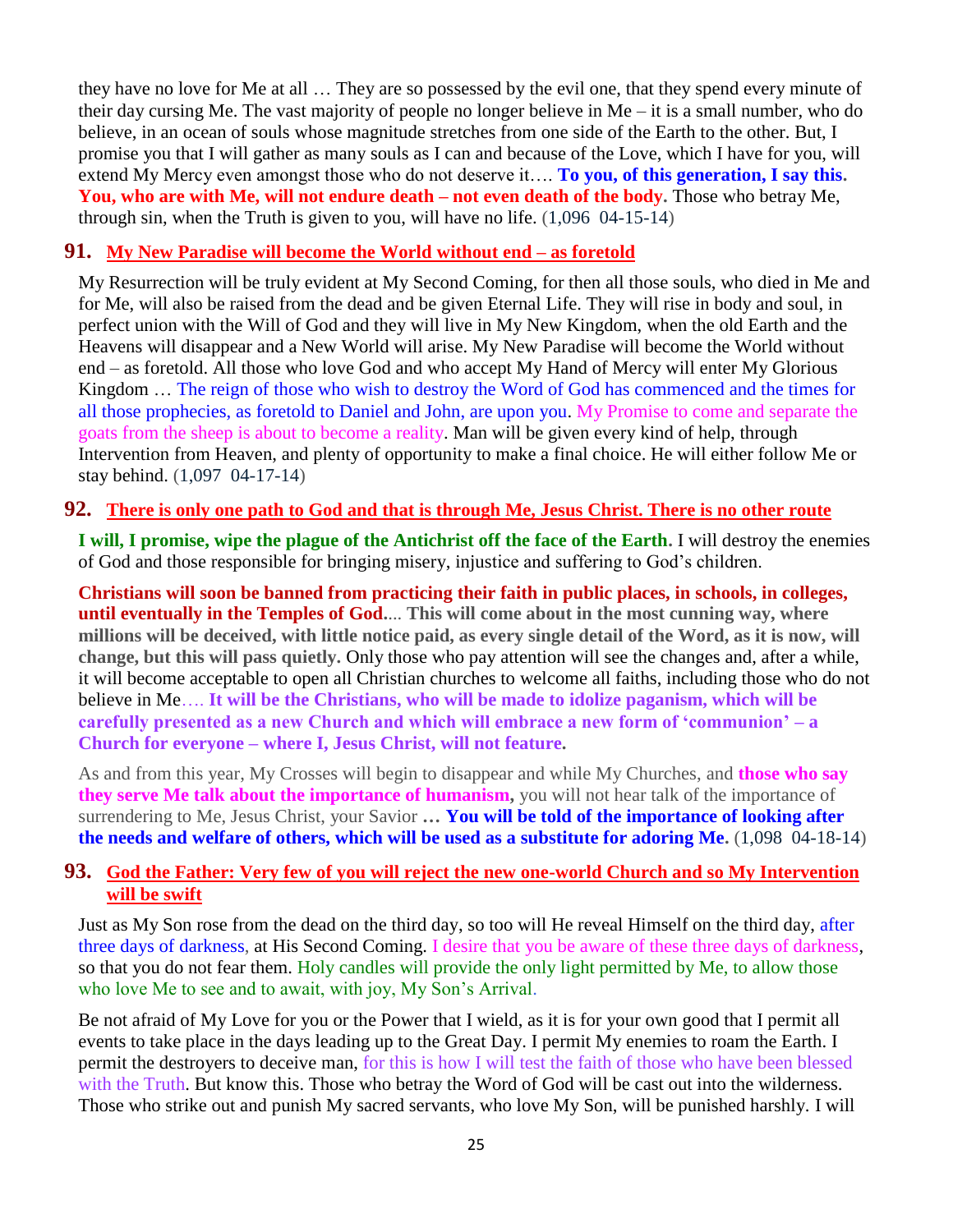they have no love for Me at all … They are so possessed by the evil one, that they spend every minute of their day cursing Me. The vast majority of people no longer believe in Me – it is a small number, who do believe, in an ocean of souls whose magnitude stretches from one side of the Earth to the other. But, I promise you that I will gather as many souls as I can and because of the Love, which I have for you, will extend My Mercy even amongst those who do not deserve it…. **To you, of this generation, I say this. You, who are with Me, will not endure death – not even death of the body.** Those who betray Me, through sin, when the Truth is given to you, will have no life. (1,096 04-15-14)

## 91. My New Paradise will become the World without end – as foretold

My Resurrection will be truly evident at My Second Coming, for then all those souls, who died in Me and for Me, will also be raised from the dead and be given Eternal Life. They will rise in body and soul, in perfect union with the Will of God and they will live in My New Kingdom, when the old Earth and the Heavens will disappear and a New World will arise. My New Paradise will become the World without end – as foretold. All those who love God and who accept My Hand of Mercy will enter My Glorious Kingdom … The reign of those who wish to destroy the Word of God has commenced and the times for all those prophecies, as foretold to Daniel and John, are upon you. My Promise to come and separate the goats from the sheep is about to become a reality. Man will be given every kind of help, through Intervention from Heaven, and plenty of opportunity to make a final choice. He will either follow Me or stay behind. (1,097 04-17-14)

## 92. There is only one path to God and that is through Me, Jesus Christ. There is no other route

**I will, I promise, wipe the plague of the Antichrist off the face of the Earth.** I will destroy the enemies of God and those responsible for bringing misery, injustice and suffering to God's children.

**Christians will soon be banned from practicing their faith in public places, in schools, in colleges, until eventually in the Temples of God**.... **This will come about in the most cunning way, where millions will be deceived, with little notice paid, as every single detail of the Word, as it is now, will change, but this will pass quietly.** Only those who pay attention will see the changes and, after a while, it will become acceptable to open all Christian churches to welcome all faiths, including those who do not believe in Me…. **It will be the Christians, who will be made to idolize paganism, which will be carefully presented as a new Church and which will embrace a new form of 'communion' – a Church for everyone – where I, Jesus Christ, will not feature.**

As and from this year, My Crosses will begin to disappear and while My Churches, and **those who say they serve Me talk about the importance of humanism,** you will not hear talk of the importance of surrendering to Me, Jesus Christ, your Savior **… You will be told of the importance of looking after the needs and welfare of others, which will be used as a substitute for adoring Me.** (1,098 04-18-14)

## 93. God the Father: Very few of you will reject the new one-world Church and so My Intervention will be swift

Just as My Son rose from the dead on the third day, so too will He reveal Himself on the third day, after three days of darkness, at His Second Coming. I desire that you be aware of these three days of darkness, so that you do not fear them. Holy candles will provide the only light permitted by Me, to allow those who love Me to see and to await, with joy, My Son's Arrival.

Be not afraid of My Love for you or the Power that I wield, as it is for your own good that I permit all events to take place in the days leading up to the Great Day. I permit My enemies to roam the Earth. I permit the destroyers to deceive man, for this is how I will test the faith of those who have been blessed with the Truth. But know this. Those who betray the Word of God will be cast out into the wilderness. Those who strike out and punish My sacred servants, who love My Son, will be punished harshly. I will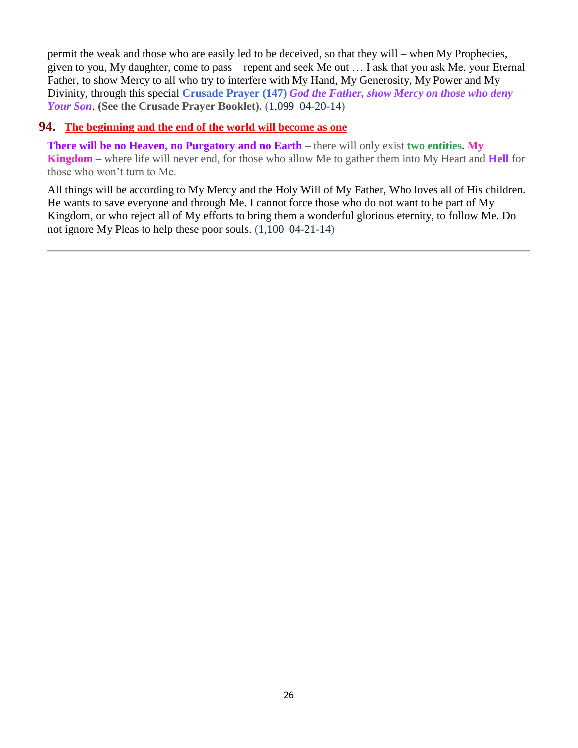permit the weak and those who are easily led to be deceived, so that they will – when My Prophecies, given to you, My daughter, come to pass – repent and seek Me out … I ask that you ask Me, your Eternal Father, to show Mercy to all who try to interfere with My Hand, My Generosity, My Power and My Divinity, through this special **Crusade Prayer (147)** ***God the Father, show Mercy on those who deny Your Son***. **(See the Crusade Prayer Booklet).** (1,099 04-20-14)

## 94. The beginning and the end of the world will become as one

**There will be no Heaven, no Purgatory and no Earth** – there will only exist **two entities. My Kingdom** – where life will never end, for those who allow Me to gather them into My Heart and **Hell** for those who won't turn to Me.

All things will be according to My Mercy and the Holy Will of My Father, Who loves all of His children. He wants to save everyone and through Me. I cannot force those who do not want to be part of My Kingdom, or who reject all of My efforts to bring them a wonderful glorious eternity, to follow Me. Do not ignore My Pleas to help these poor souls. (1,100 04-21-14)

---